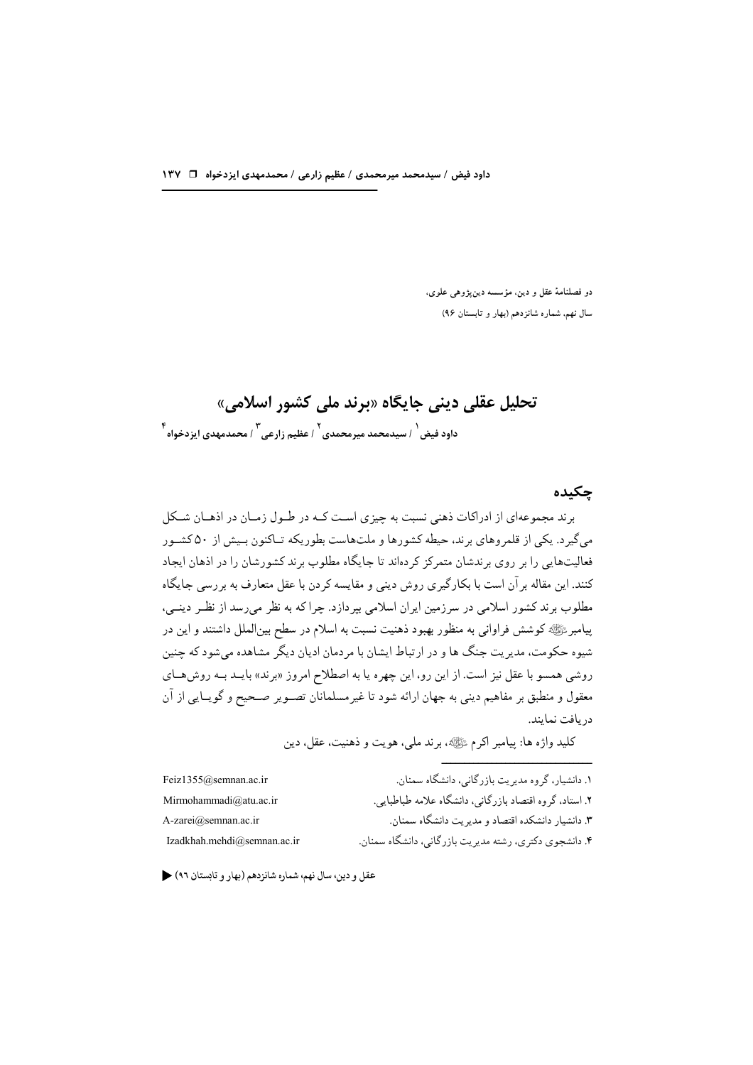دو فصلنامهٔ عقل و دین، مؤسسه دین‌پژوهی علوی،
سال نهم، شماره شانزدهم (بهار و تابستان ۹۶)

# تحلیل عقلی دینی جایگاه «برند ملی کشور اسلامی»

**داود فیض[۱] / سیدمحمد میرمحمدی[۲] / عظیم زارعی[۳] / محمدمهدی ایزدخواه[۴]**

## چکیده

برند مجموعه‌ای از ادراکات ذهنی نسبت به چیزی است که در طول زمان در اذهان شکل می‌گیرد. یکی از قلمروهای برند، حیطه کشورها و ملت‌هاست بطوریکه تاکنون بیش از ۵۰ کشور فعالیت‌هایی را بر روی برندشان متمرکز کرده‌اند تا جایگاه مطلوب برند کشورشان را در اذهان ایجاد کنند. این مقاله برآن است با بکارگیری روش دینی و مقایسه کردن با عقل متعارف به بررسی جایگاه مطلوب برند کشور اسلامی در سرزمین ایران اسلامی بپردازد. چرا که به نظر می‌رسد از نظر دینی، پیامبر ﷺ کوشش فراوانی به منظور بهبود ذهنیت نسبت به اسلام در سطح بین‌الملل داشتند و این در شیوه حکومت، مدیریت جنگ ها و در ارتباط ایشان با مردمان ادیان دیگر مشاهده می‌شود که چنین روشی همسو با عقل نیز است. از این رو، این چهره یا به اصطلاح امروز «برند» باید به روش‌های معقول و منطبق بر مفاهیم دینی به جهان ارائه شود تا غیرمسلمانان تصویر صحیح و گویایی از آن دریافت نمایند.

کلید واژه ها: پیامبر اکرم ﷺ، برند ملی، هویت و ذهنیت، عقل، دین

---

۱. دانشیار، گروه مدیریت بازرگانی، دانشگاه سمنان. Feiz1355@semnan.ac.ir

۲. استاد، گروه اقتصاد بازرگانی، دانشگاه علامه طباطبایی. Mirmohammadi@atu.ac.ir

۳. دانشیار دانشکده اقتصاد و مدیریت دانشگاه سمنان. A-zarei@semnan.ac.ir

۴. دانشجوی دکتری، رشته مدیریت بازرگانی، دانشگاه سمنان. Izadkhah.mehdi@semnan.ac.ir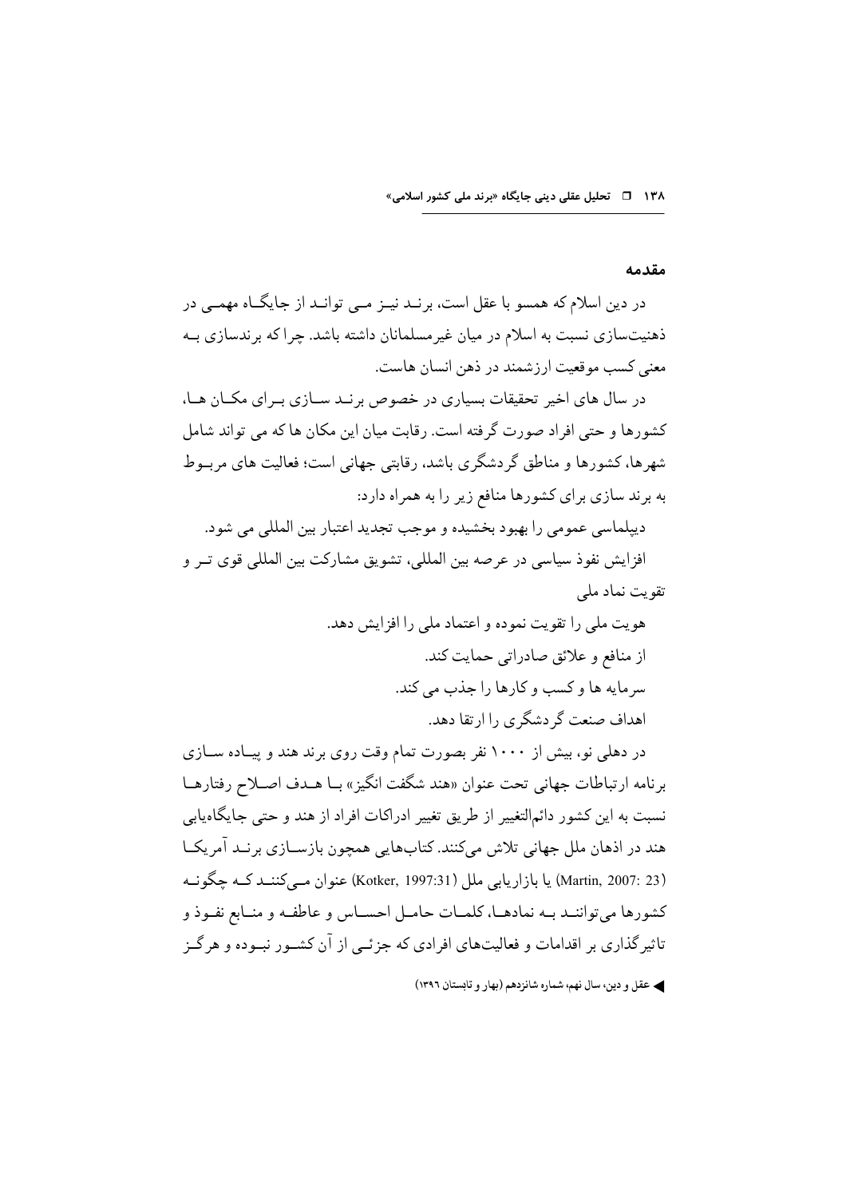## مقدمه

در دین اسلام که همسو با عقل است، برنـد نیـز مـی توانـد از جایگـاه مهمـی در ذهنیت‌سازی نسبت به اسلام در میان غیرمسلمانان داشته باشد. چرا که برندسازی بـه معنی کسب موقعیت ارزشمند در ذهن انسان هاست.

در سال های اخیر تحقیقات بسیاری در خصوص برنـد سـازی بـرای مکـان هـا، کشورها و حتی افراد صورت گرفته است. رقابت میان این مکان ها که می تواند شامل شهرها، کشورها و مناطق گردشگری باشد، رقابتی جهانی است؛ فعالیت های مربـوط به برند سازی برای کشورها منافع زیر را به همراه دارد:

دیپلماسی عمومی را بهبود بخشیده و موجب تجدید اعتبار بین المللی می شود.

افزایش نفوذ سیاسی در عرصه بین المللی، تشویق مشارکت بین المللی قوی تـر و تقویت نماد ملی

هویت ملی را تقویت نموده و اعتماد ملی را افزایش دهد.

از منافع و علائق صادراتی حمایت کند.

سرمایه ها و کسب و کارها را جذب می کند.

اهداف صنعت گردشگری را ارتقا دهد.

در دهلی نو، بیش از ۱۰۰۰ نفر بصورت تمام وقت روی برند هند و پیـاده سـازی برنامه ارتباطات جهانی تحت عنوان «هند شگفت انگیز» بـا هـدف اصـلاح رفتارهـا نسبت به این کشور دائم‌التغییر از طریق تغییر ادراکات افراد از هند و حتی جایگاه‌یابی هند در اذهان ملل جهانی تلاش می‌کنند. کتاب‌هایی همچون بازسـازی برنـد آمریکـا (Martin, 2007: 23) یا بازاریابی ملل (Kotker, 1997:31) عنوان مـی‌کننـد کـه چگونـه کشورها می‌تواننـد بـه نمادهـا، کلمـات حامـل احسـاس و عاطفـه و منـابع نفـوذ و تاثیرگذاری بر اقدامات و فعالیت‌های افرادی که جزئـی از آن کشـور نبـوده و هرگـز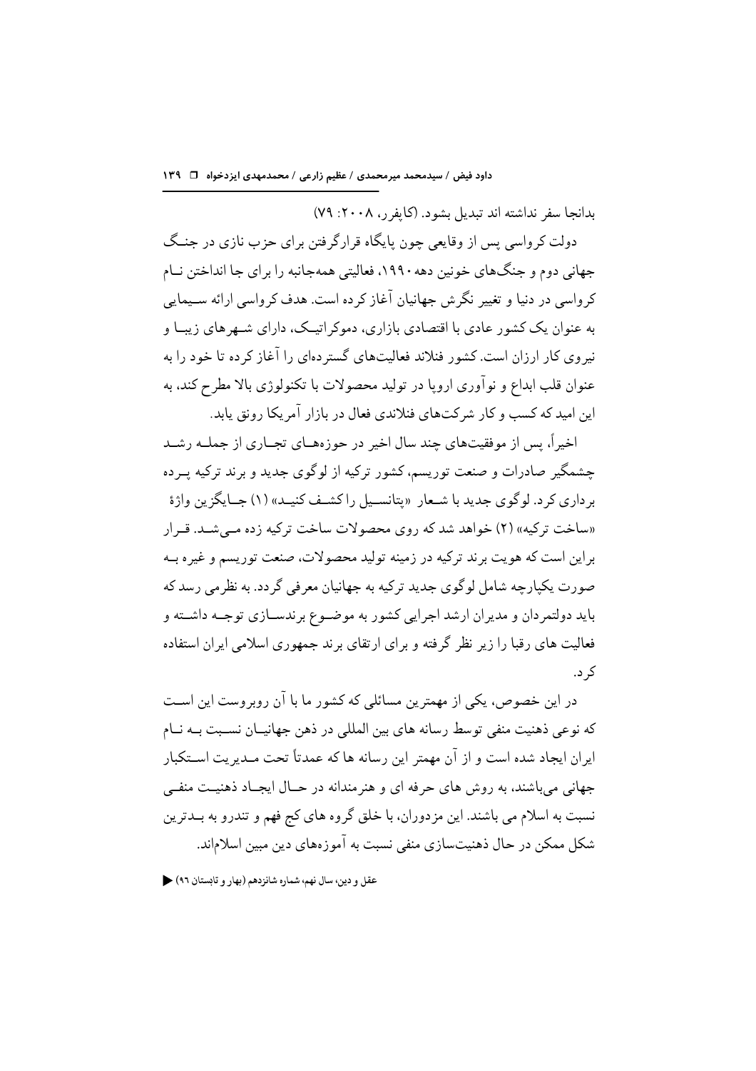بدانجا سفر نداشته اند تبدیل بشود. (کاپفرر، ۲۰۰۸: ۷۹)

دولت کرواسی پس از وقایعی چون پایگاه قرارگرفتن برای حزب نازی در جنگ جهانی دوم و جنگ‌های خونین دهه ۱۹۹۰، فعالیتی همه‌جانبه را برای جا انداختن نام کرواسی در دنیا و تغییر نگرش جهانیان آغاز کرده است. هدف کرواسی ارائه سیمایی به عنوان یک کشور عادی با اقتصادی بازاری، دموکراتیک، دارای شهرهای زیبا و نیروی کار ارزان است. کشور فنلاند فعالیت‌های گسترده‌ای را آغاز کرده تا خود را به عنوان قلب ابداع و نوآوری اروپا در تولید محصولات با تکنولوژی بالا مطرح کند، به این امید که کسب و کار شرکت‌های فنلاندی فعال در بازار آمریکا رونق یابد.

اخیراً، پس از موفقیت‌های چند سال اخیر در حوزه‌های تجاری از جمله رشد چشمگیر صادرات و صنعت توریسم، کشور ترکیه از لوگوی جدید و برند ترکیه پرده برداری کرد. لوگوی جدید با شعار «پتانسیل را کشف کنید» (۱) جایگزین واژهٔ «ساخت ترکیه» (۲) خواهد شد که روی محصولات ساخت ترکیه زده می‌شد. قرار بر این است که هویت برند ترکیه در زمینه تولید محصولات، صنعت توریسم و غیره به صورت یکپارچه شامل لوگوی جدید ترکیه به جهانیان معرفی گردد. به نظر می رسد که باید دولتمردان و مدیران ارشد اجرایی کشور به موضوع برندسازی توجه داشته و فعالیت های رقبا را زیر نظر گرفته و برای ارتقای برند جمهوری اسلامی ایران استفاده کرد.

در این خصوص، یکی از مهمترین مسائلی که کشور ما با آن روبروست این است که نوعی ذهنیت منفی توسط رسانه های بین المللی در ذهن جهانیان نسبت به نام ایران ایجاد شده است و از آن مهمتر این رسانه ها که عمدتاً تحت مدیریت استکبار جهانی می‌باشند، به روش های حرفه ای و هنرمندانه در حال ایجاد ذهنیت منفی نسبت به اسلام می باشند. این مزدوران، با خلق گروه های کج فهم و تندرو به بدترین شکل ممکن در حال ذهنیت‌سازی منفی نسبت به آموزه‌های دین مبین اسلام‌اند.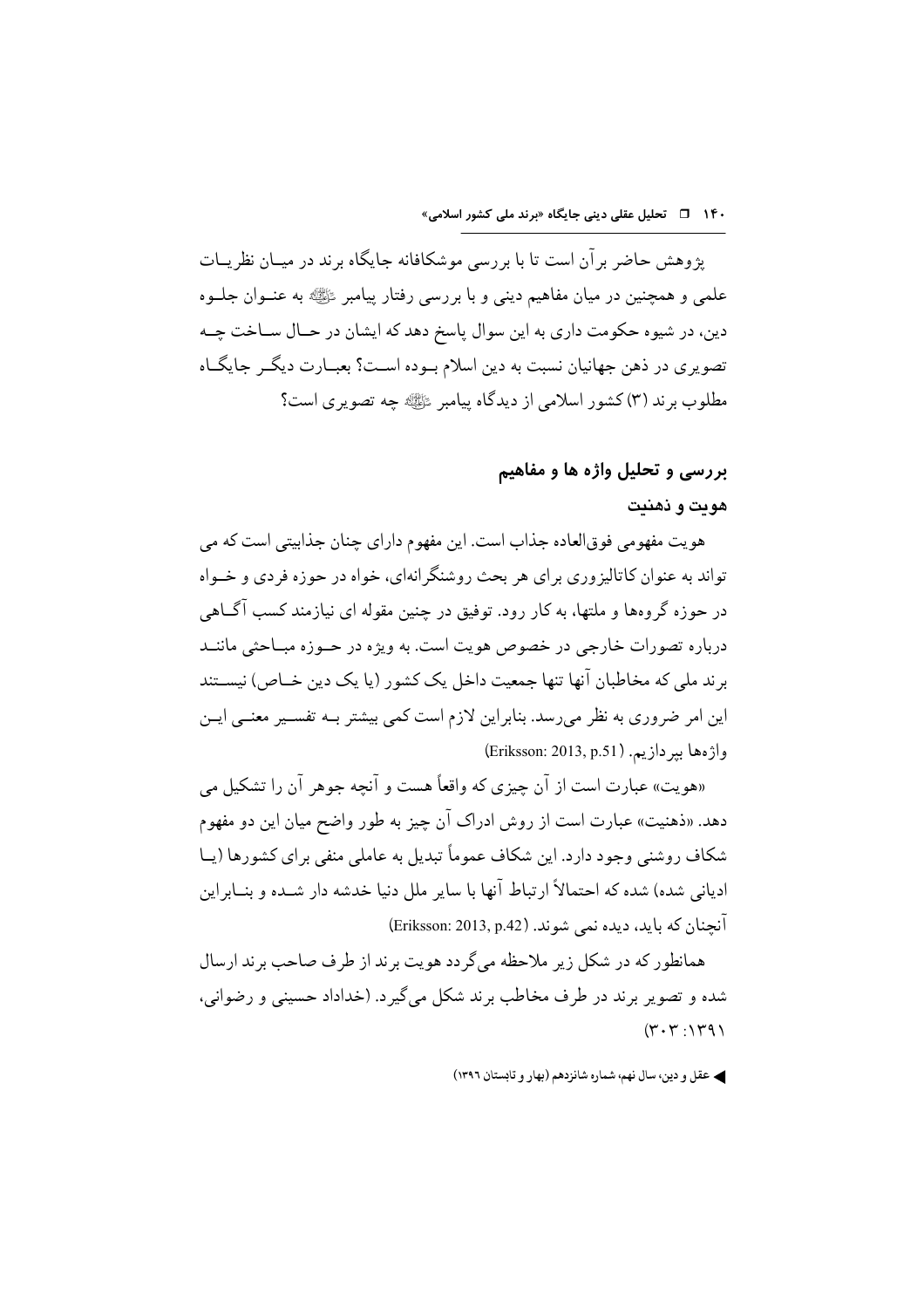پژوهش حاضر برآن است تا با بررسی موشکافانه جایگاه برند در میـان نظریـات علمی و همچنین در میان مفاهیم دینی و با بررسی رفتار پیامبر ﷺ به عنـوان جلـوه دین، در شیوه حکومت داری به این سوال پاسخ دهد که ایشان در حـال سـاخت چـه تصویری در ذهن جهانیان نسبت به دین اسلام بـوده اسـت؟ بعبـارت دیگـر جایگـاه مطلوب برند (۳) کشور اسلامی از دیدگاه پیامبر ﷺ چه تصویری است؟

## بررسی و تحلیل واژه ها و مفاهیم

### هویت و ذهنیت

هویت مفهومی فوق‌العاده جذاب است. این مفهوم دارای چنان جذابیتی است که می تواند به عنوان کاتالیزوری برای هر بحث روشنگرانه‌ای، خواه در حوزه فردی و خـواه در حوزه گروه‌ها و ملتها، به کار رود. توفیق در چنین مقوله ای نیازمند کسب آگـاهی درباره تصورات خارجی در خصوص هویت است. به ویژه در حـوزه مبـاحثی ماننـد برند ملی که مخاطبان آنها تنها جمعیت داخل یک کشور (یا یک دین خـاص) نیسـتند این امر ضروری به نظر می‌رسد. بنابراین لازم است کمی بیشتر بـه تفسـیر معنـی ایـن واژه‌ها بپردازیم. (Eriksson: 2013, p.51)

«هویت» عبارت است از آن چیزی که واقعاً هست و آنچه جوهر آن را تشکیل می دهد. «ذهنیت» عبارت است از روش ادراک آن چیز به طور واضح میان این دو مفهوم شکاف روشنی وجود دارد. این شکاف عموماً تبدیل به عاملی منفی برای کشورها (یـا ادیانی شده) شده که احتمالاً ارتباط آنها با سایر ملل دنیا خدشه دار شـده و بنـابراین آنچنان که باید، دیده نمی شوند. (Eriksson: 2013, p.42)

همانطور که در شکل زیر ملاحظه می‌گردد هویت برند از طرف صاحب برند ارسال شده و تصویر برند در طرف مخاطب برند شکل می‌گیرد. (خداداد حسینی و رضوانی، ۱۳۹۱: ۳۰۳)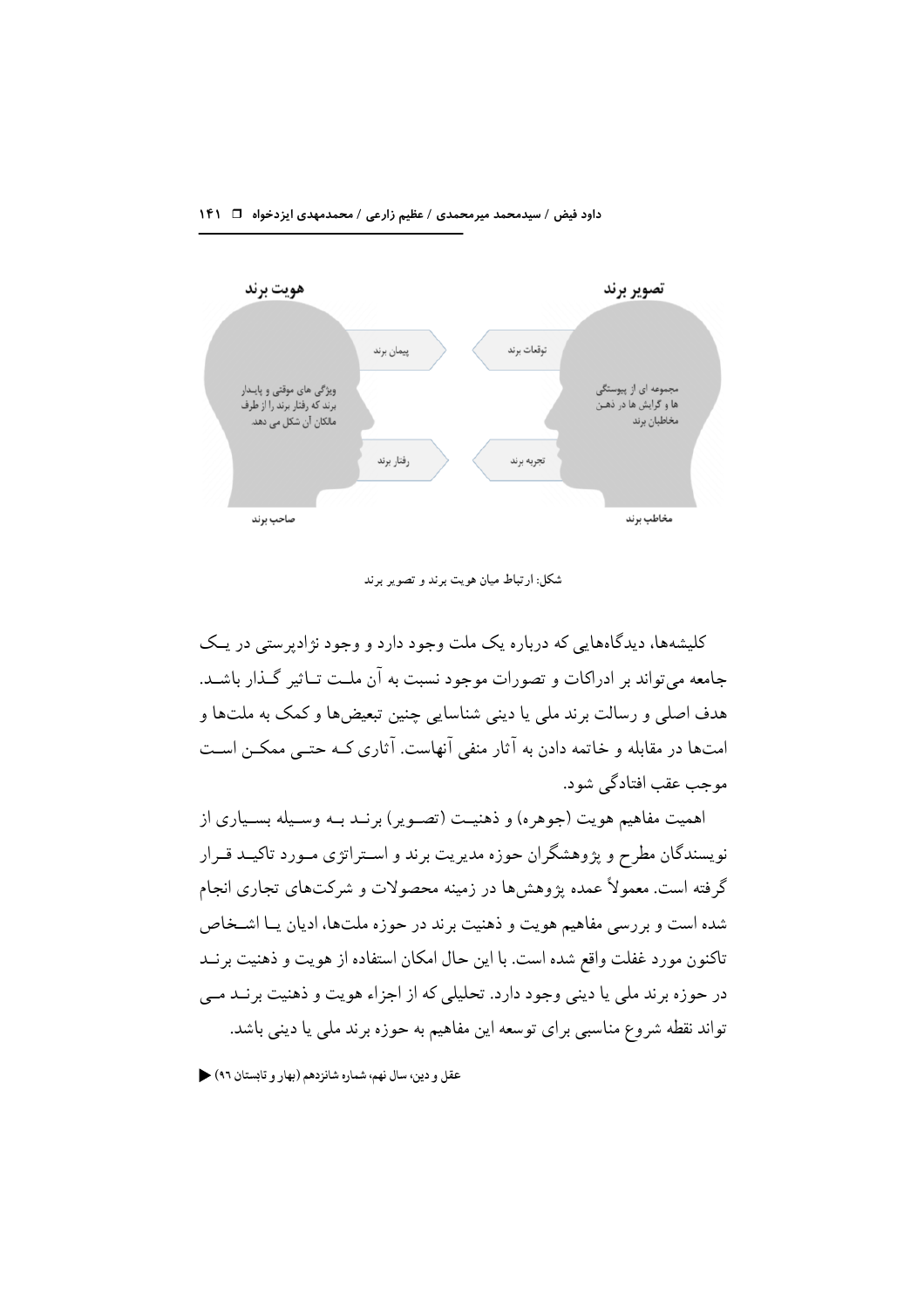هویت برند

تصویر برند

پیمان برند

توقعات برند

ویژگی های موقتی و پایدار برند که رفتار برند را از طرف مالکان آن شکل می دهد.

مجموعه ای از پیوستگی ها و گرایش ها در ذهن مخاطبان برند

رفتار برند

تجربه برند

صاحب برند

مخاطب برند

شکل: ارتباط میان هویت برند و تصویر برند

کلیشه‌ها، دیدگاه‌هایی که درباره یک ملت وجود دارد و وجود نژادپرستی در یک جامعه می‌تواند بر ادراکات و تصورات موجود نسبت به آن ملت تاثیر گذار باشد. هدف اصلی و رسالت برند ملی یا دینی شناسایی چنین تبعیض‌ها و کمک به ملت‌ها و امت‌ها در مقابله و خاتمه دادن به آثار منفی آنهاست. آثاری که حتی ممکن است موجب عقب افتادگی شود.

اهمیت مفاهیم هویت (جوهره) و ذهنیت (تصویر) برند به وسیله بسیاری از نویسندگان مطرح و پژوهشگران حوزه مدیریت برند و استراتژی مورد تاکید قرار گرفته است. معمولاً عمده پژوهش‌ها در زمینه محصولات و شرکت‌های تجاری انجام شده است و بررسی مفاهیم هویت و ذهنیت برند در حوزه ملت‌ها، ادیان یا اشخاص تاکنون مورد غفلت واقع شده است. با این حال امکان استفاده از هویت و ذهنیت برند در حوزه برند ملی یا دینی وجود دارد. تحلیلی که از اجزاء هویت و ذهنیت برند می تواند نقطه شروع مناسبی برای توسعه این مفاهیم به حوزه برند ملی یا دینی باشد.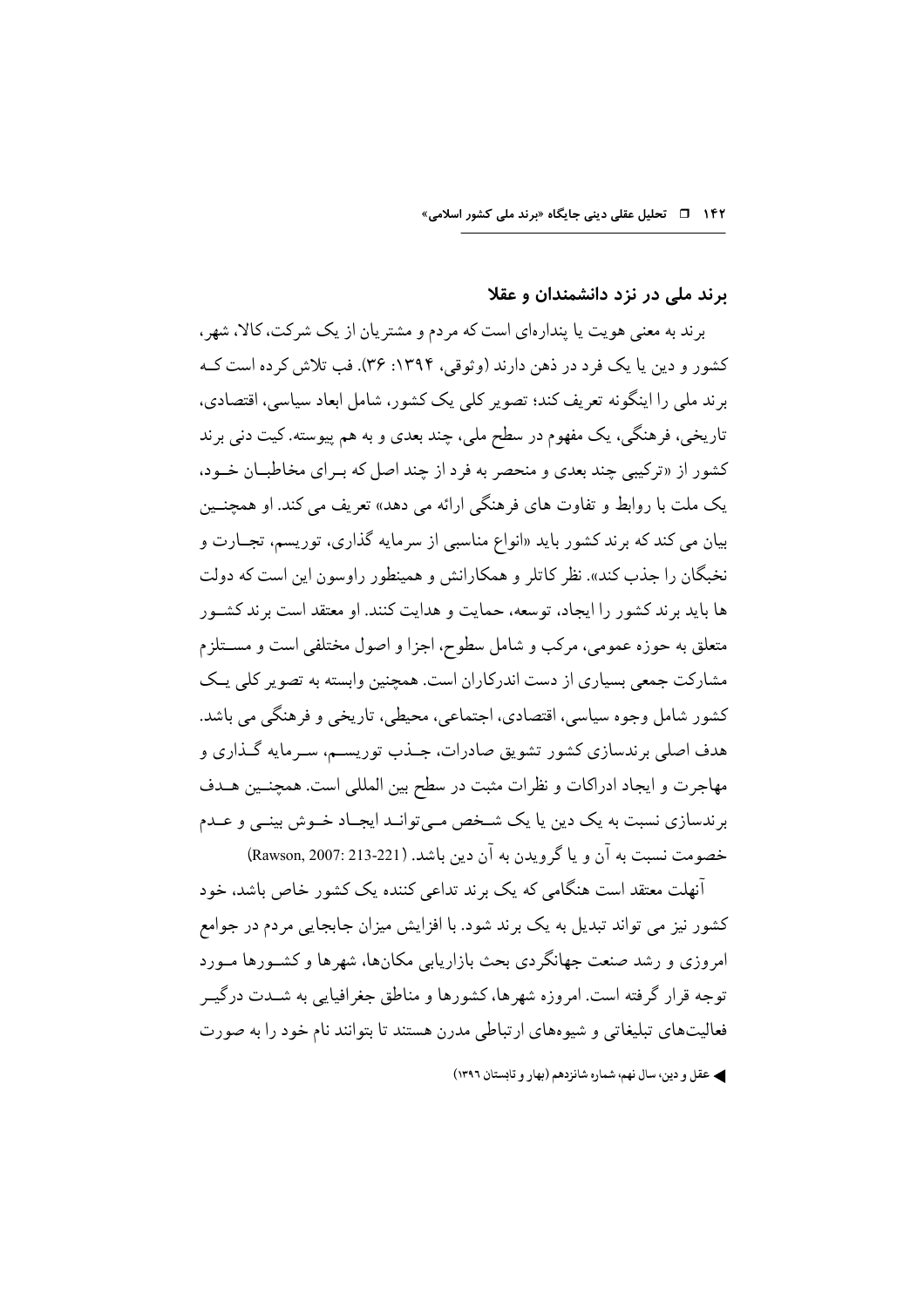## برند ملی در نزد دانشمندان و عقلا

برند به معنی هویت یا پنداره‌ای است که مردم و مشتریان از یک شرکت، کالا، شهر، کشور و دین یا یک فرد در ذهن دارند (وثوقی، ۱۳۹۴: ۳۶). فب تلاش کرده است کـه برند ملی را اینگونه تعریف کند؛ تصویر کلی یک کشور، شامل ابعاد سیاسی، اقتصادی، تاریخی، فرهنگی، یک مفهوم در سطح ملی، چند بعدی و به هم پیوسته. کیت دنی برند کشور از «ترکیبی چند بعدی و منحصر به فرد از چند اصل که بـرای مخاطبـان خـود، یک ملت با روابط و تفاوت های فرهنگی ارائه می دهد» تعریف می کند. او همچنـین بیان می کند که برند کشور باید «انواع مناسبی از سرمایه گذاری، توریسم، تجـارت و نخبگان را جذب کند». نظر کاتلر و همکارانش و همینطور راوسون این است که دولت ها باید برند کشور را ایجاد، توسعه، حمایت و هدایت کنند. او معتقد است برند کشـور متعلق به حوزه عمومی، مرکب و شامل سطوح، اجزا و اصول مختلفی است و مسـتلزم مشارکت جمعی بسیاری از دست اندرکاران است. همچنین وابسته به تصویر کلی یـک کشور شامل وجوه سیاسی، اقتصادی، اجتماعی، محیطی، تاریخی و فرهنگی می باشد. هدف اصلی برندسازی کشور تشویق صادرات، جـذب توریسـم، سـرمایه گـذاری و مهاجرت و ایجاد ادراکات و نظرات مثبت در سطح بین المللی است. همچنـین هـدف برندسازی نسبت به یک دین یا یک شـخص مـی‌توانـد ایجـاد خـوش بینـی و عـدم خصومت نسبت به آن و یا گرویدن به آن دین باشد. (Rawson, 2007: 213-221)

آنهلت معتقد است هنگامی که یک برند تداعی کننده یک کشور خاص باشد، خود کشور نیز می تواند تبدیل به یک برند شود. با افزایش میزان جابجایی مردم در جوامع امروزی و رشد صنعت جهانگردی بحث بازاریابی مکان‌ها، شهرها و کشـورها مـورد توجه قرار گرفته است. امروزه شهرها، کشورها و مناطق جغرافیایی به شـدت درگیـر فعالیت‌های تبلیغاتی و شیوه‌های ارتباطی مدرن هستند تا بتوانند نام خود را به صورت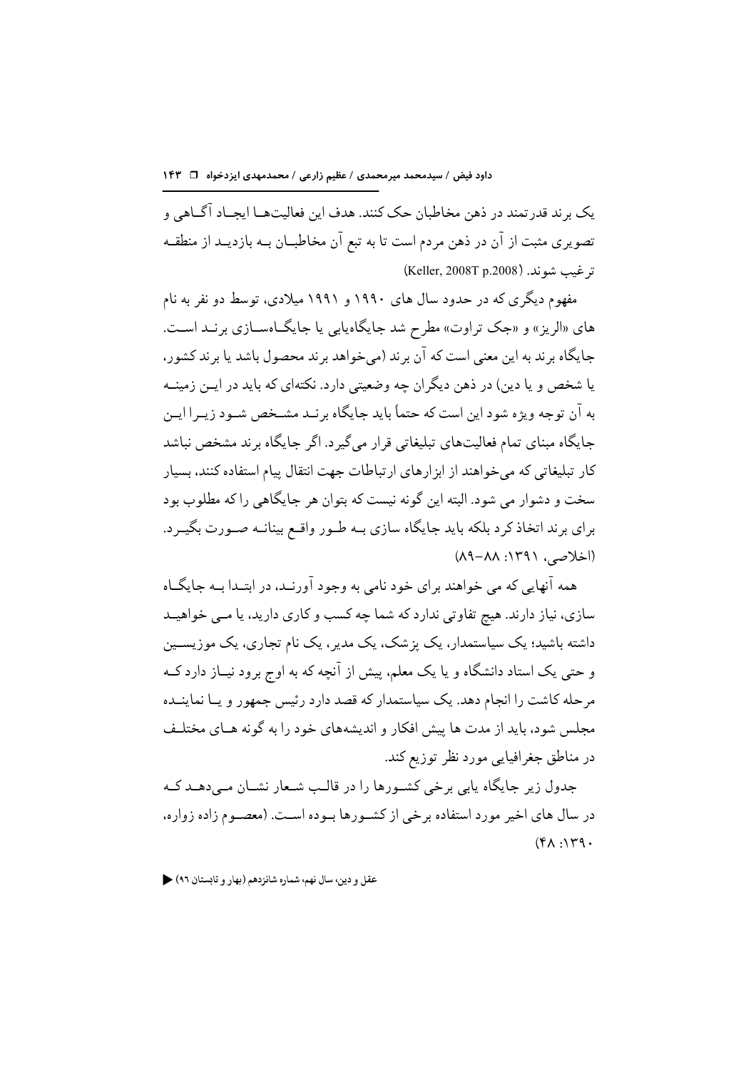یک برند قدرتمند در ذهن مخاطبان حک کنند. هدف این فعالیت‌ها ایجاد آگاهی و تصویری مثبت از آن در ذهن مردم است تا به تبع آن مخاطبان به بازدید از منطقه ترغیب شوند. (Keller, 2008T p.2008)

مفهوم دیگری که در حدود سال های ۱۹۹۰ و ۱۹۹۱ میلادی، توسط دو نفر به نام های «الریز» و «جک تراوت» مطرح شد جایگاه‌یابی یا جایگاه‌سازی برند است. جایگاه برند به این معنی است که آن برند (می‌خواهد برند محصول باشد یا برند کشور، یا شخص و یا دین) در ذهن دیگران چه وضعیتی دارد. نکته‌ای که باید در این زمینه به آن توجه ویژه شود این است که حتماً باید جایگاه برند مشخص شود زیرا این جایگاه مبنای تمام فعالیت‌های تبلیغاتی قرار می‌گیرد. اگر جایگاه برند مشخص نباشد کار تبلیغاتی که می‌خواهند از ابزارهای ارتباطات جهت انتقال پیام استفاده کنند، بسیار سخت و دشوار می شود. البته این گونه نیست که بتوان هر جایگاهی را که مطلوب بود برای برند اتخاذ کرد بلکه باید جایگاه سازی به طور واقع بینانه صورت بگیرد. (اخلاصی، ۱۳۹۱: ۸۸-۸۹)

همه آنهایی که می خواهند برای خود نامی به وجود آورند، در ابتدا به جایگاه سازی، نیاز دارند. هیچ تفاوتی ندارد که شما چه کسب و کاری دارید، یا می خواهید داشته باشید؛ یک سیاستمدار، یک پزشک، یک مدیر، یک نام تجاری، یک موزیسین و حتی یک استاد دانشگاه و یا یک معلم، پیش از آنچه که به اوج برود نیاز دارد که مرحله کاشت را انجام دهد. یک سیاستمدار که قصد دارد رئیس جمهور و یا نماینده مجلس شود، باید از مدت ها پیش افکار و اندیشه‌های خود را به گونه های مختلف در مناطق جغرافیایی مورد نظر توزیع کند.

جدول زیر جایگاه یابی برخی کشورها را در قالب شعار نشان می‌دهد که در سال های اخیر مورد استفاده برخی از کشورها بوده است. (معصوم زاده زواره، ۱۳۹۰: ۴۸)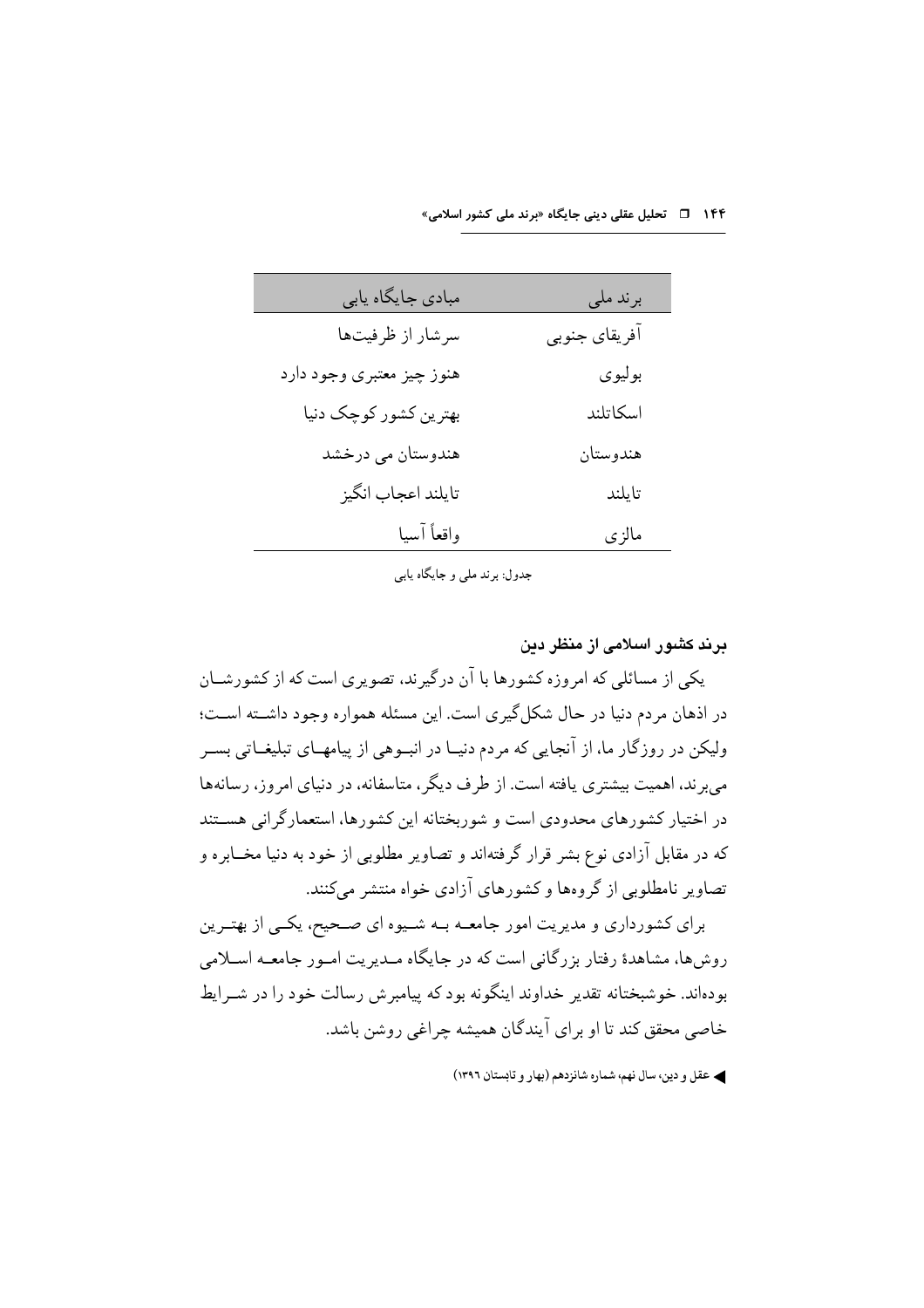| برند ملی | مبادی جایگاه یابی |
| --- | --- |
| آفریقای جنوبی | سرشار از ظرفیت‌ها |
| بولیوی | هنوز چیز معتبری وجود دارد |
| اسکاتلند | بهترین کشور کوچک دنیا |
| هندوستان | هندوستان می درخشد |
| تایلند | تایلند اعجاب انگیز |
| مالزی | واقعاً آسیا |

جدول: برند ملی و جایگاه یابی

### برند کشور اسلامی از منظر دین

یکی از مسائلی که امروزه کشورها با آن درگیرند، تصویری است که از کشورشان در اذهان مردم دنیا در حال شکل‌گیری است. این مسئله همواره وجود داشته است؛ ولیکن در روزگار ما، از آنجایی که مردم دنیا در انبوهی از پیامهای تبلیغاتی بسر می‌برند، اهمیت بیشتری یافته است. از طرف دیگر، متاسفانه، در دنیای امروز، رسانه‌ها در اختیار کشورهای محدودی است و شوربختانه این کشورها، استعمارگرانی هستند که در مقابل آزادی نوع بشر قرار گرفته‌اند و تصاویر مطلوبی از خود به دنیا مخابره و تصاویر نامطلوبی از گروه‌ها و کشورهای آزادی خواه منتشر می‌کنند.

برای کشورداری و مدیریت امور جامعه به شیوه ای صحیح، یکی از بهترین روش‌ها، مشاهدهٔ رفتار بزرگانی است که در جایگاه مدیریت امور جامعه اسلامی بوده‌اند. خوشبختانه تقدیر خداوند اینگونه بود که پیامبرش رسالت خود را در شرایط خاصی محقق کند تا او برای آیندگان همیشه چراغی روشن باشد.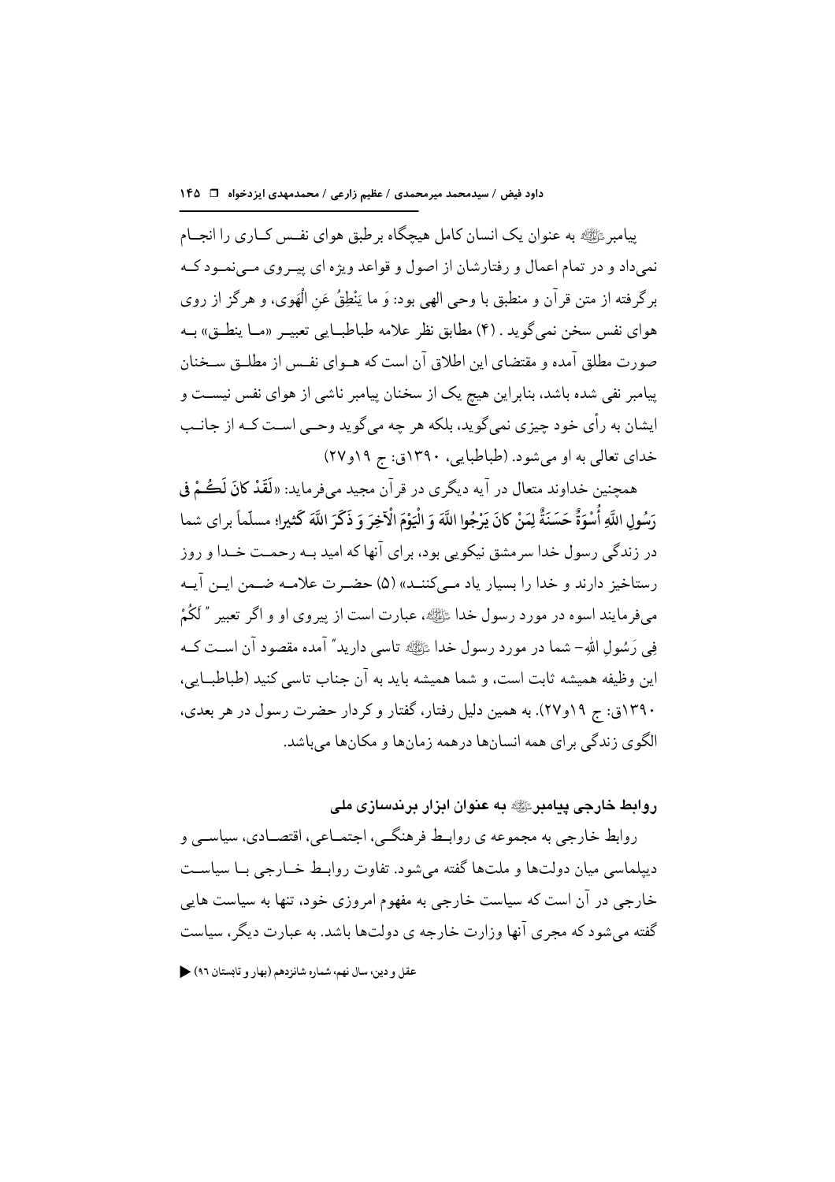پیامبر ﷺ به عنوان یک انسان کامل هیچگاه برطبق هوای نفس کاری را انجام نمی‌داد و در تمام اعمال و رفتارشان از اصول و قواعد ویژه ای پیروی می‌نمود که برگرفته از متن قرآن و منطبق با وحی الهی بود: وَ ما يَنْطِقُ عَنِ الْهَوى، و هرگز از روی هوای نفس سخن نمی‌گوید . (۴) مطابق نظر علامه طباطبایی تعبیر «ما ینطق» به صورت مطلق آمده و مقتضای این اطلاق آن است که هوای نفس از مطلق سخنان پیامبر نفی شده باشد، بنابراین هیچ یک از سخنان پیامبر ناشی از هوای نفس نیست و ایشان به رأی خود چیزی نمی‌گوید، بلکه هر چه می‌گوید وحی است که از جانب خدای تعالی به او می‌شود. (طباطبایی، ۱۳۹۰ق: ج ۱۹و۲۷)

همچنین خداوند متعال در آیه دیگری در قرآن مجید می‌فرماید: «**لَقَدْ كانَ لَكُمْ فِي رَسُولِ اللَّهِ أُسْوَةٌ حَسَنَةٌ لِمَنْ كانَ يَرْجُوا اللَّهَ وَ الْيَوْمَ الْآخِرَ وَ ذَكَرَ اللَّهَ كَثِيراً**؛ مسلّماً برای شما در زندگی رسول خدا سرمشق نیکویی بود، برای آنها که امید به رحمت خدا و روز رستاخیز دارند و خدا را بسیار یاد می‌کنند» (۵) حضرت علامه ضمن این آیه می‌فرمایند اسوه در مورد رسول خدا ﷺ، عبارت است از پیروی او و اگر تعبیر " لَكُمْ فِي رَسُولِ اللهِ- شما در مورد رسول خدا ﷺ تاسی دارید" آمده مقصود آن است که این وظیفه همیشه ثابت است، و شما همیشه باید به آن جناب تاسی کنید (طباطبایی، ۱۳۹۰ق: ج ۱۹و۲۷). به همین دلیل رفتار، گفتار و کردار حضرت رسول در هر بعدی، الگوی زندگی برای همه انسان‌ها درهمه زمان‌ها و مکان‌ها می‌باشد.

### روابط خارجی پیامبر ﷺ به عنوان ابزار برندسازی ملی

روابط خارجی به مجموعه ی روابط فرهنگی، اجتماعی، اقتصادی، سیاسی و دیپلماسی میان دولت‌ها و ملت‌ها گفته می‌شود. تفاوت روابط خارجی با سیاست خارجی در آن است که سیاست خارجی به مفهوم امروزی خود، تنها به سیاست هایی گفته می‌شود که مجری آنها وزارت خارجه ی دولت‌ها باشد. به عبارت دیگر، سیاست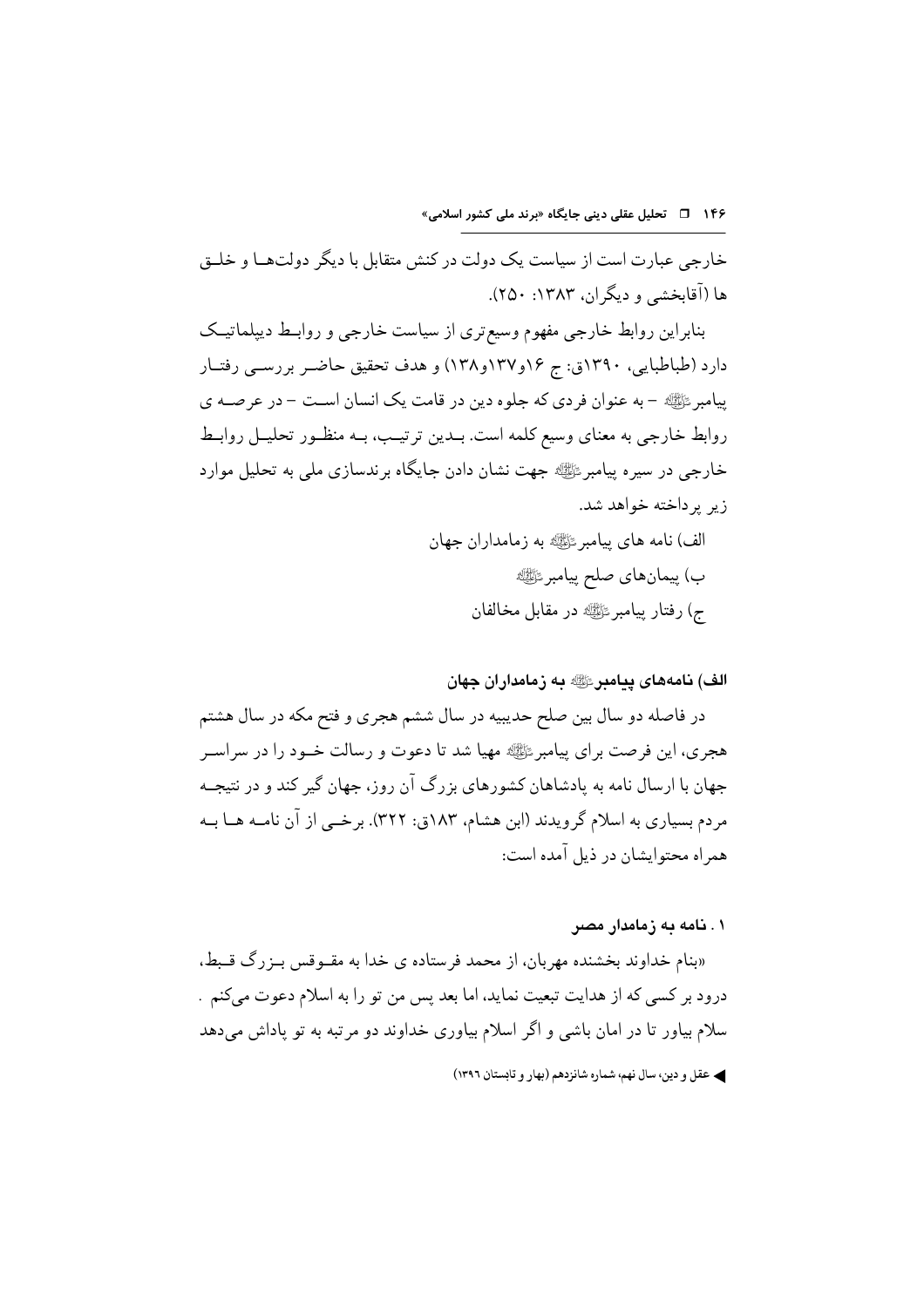خارجی عبارت است از سیاست یک دولت در کنش متقابل با دیگر دولت‌ها و خلق ها (آقابخشی و دیگران، ۱۳۸۳: ۲۵۰).

بنابراین روابط خارجی مفهوم وسیع‌تری از سیاست خارجی و روابط دیپلماتیک دارد (طباطبایی، ۱۳۹۰ق: ج ۱۶و۱۳۷و۱۳۸) و هدف تحقیق حاضر بررسی رفتار پیامبر ﷺ – به عنوان فردی که جلوه دین در قامت یک انسان است – در عرصه ی روابط خارجی به معنای وسیع کلمه است. بدین ترتیب، به منظور تحلیل روابط خارجی در سیره پیامبر ﷺ جهت نشان دادن جایگاه برندسازی ملی به تحلیل موارد زیر پرداخته خواهد شد.

الف) نامه های پیامبر ﷺ به زمامداران جهان

ب) پیمان‌های صلح پیامبر ﷺ

ج) رفتار پیامبر ﷺ در مقابل مخالفان

### الف) نامه‌های پیامبر ﷺ به زمامداران جهان

در فاصله دو سال بین صلح حدیبیه در سال ششم هجری و فتح مکه در سال هشتم هجری، این فرصت برای پیامبر ﷺ مهیا شد تا دعوت و رسالت خود را در سراسر جهان با ارسال نامه به پادشاهان کشورهای بزرگ آن روز، جهان گیر کند و در نتیجه مردم بسیاری به اسلام گرویدند (ابن هشام، ۱۸۳ق: ۳۲۲). برخی از آن نامه ها به همراه محتوایشان در ذیل آمده است:

#### ۱. نامه به زمامدار مصر

«بنام خداوند بخشنده مهربان، از محمد فرستاده ی خدا به مقوقس بزرگ قبط، درود بر کسی که از هدایت تبعیت نماید، اما بعد پس من تو را به اسلام دعوت می‌کنم . سلام بیاور تا در امان باشی و اگر اسلام بیاوری خداوند دو مرتبه به تو پاداش می‌دهد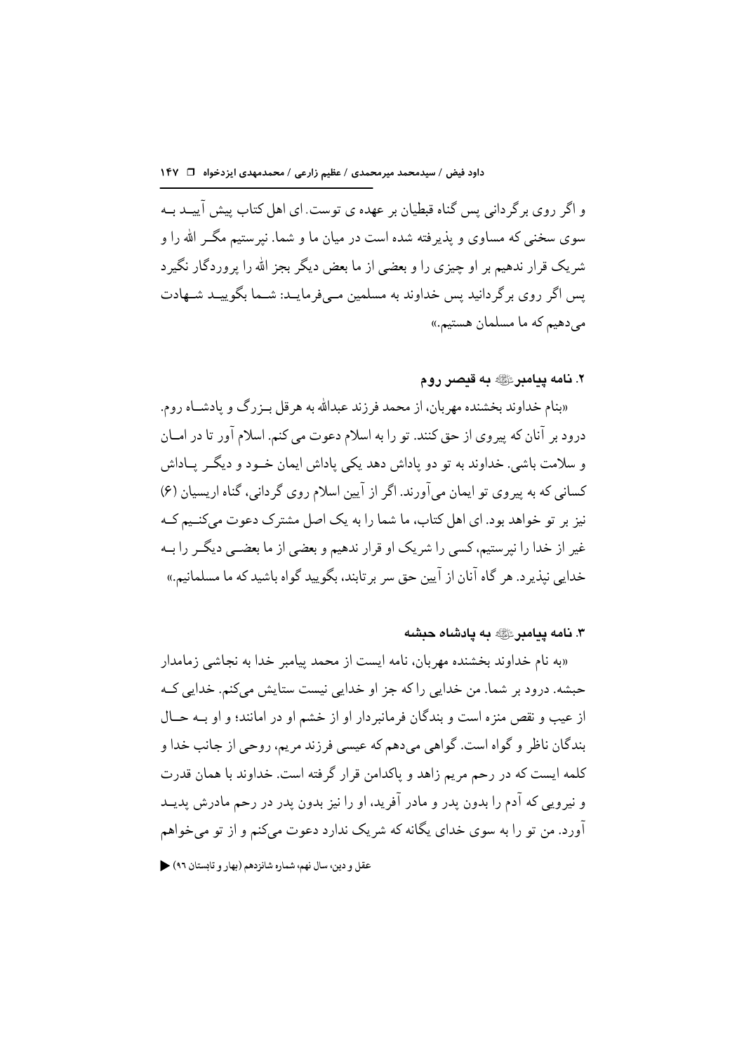و اگر روی برگردانی پس گناه قبطیان بر عهده ی توست. ای اهل کتاب پیش آییـد بـه سوی سخنی که مساوی و پذیرفته شده است در میان ما و شما. نپرستیم مگـر الله را و شریک قرار ندهیم بر او چیزی را و بعضی از ما بعض دیگر بجز الله را پروردگار نگیرد پس اگر روی برگردانید پس خداوند به مسلمین مـی‌فرمایـد: شـما بگوییـد شـهادت می‌دهیم که ما مسلمان هستیم.»

### ۲. نامه پیامبرﷺ به قیصر روم

«بنام خداوند بخشنده مهربان، از محمد فرزند عبدالله به هرقل بـزرگ و پادشـاه روم. درود بر آنان که پیروی از حق کنند. تو را به اسلام دعوت می کنم. اسلام آور تا در امـان و سلامت باشی. خداوند به تو دو پاداش دهد یکی پاداش ایمان خـود و دیگـر پـاداش کسانی که به پیروی تو ایمان می‌آورند. اگر از آیین اسلام روی گردانی، گناه اریسیان (۶) نیز بر تو خواهد بود. ای اهل کتاب، ما شما را به یک اصل مشترک دعوت می‌کنـیم کـه غیر از خدا را نپرستیم، کسی را شریک او قرار ندهیم و بعضی از ما بعضـی دیگـر را بـه خدایی نپذیرد. هر گاه آنان از آیین حق سر برتابند، بگویید گواه باشید که ما مسلمانیم.»

### ۳. نامه پیامبرﷺ به پادشاه حبشه

«به نام خداوند بخشنده مهربان، نامه ایست از محمد پیامبر خدا به نجاشی زمامدار حبشه. درود بر شما. من خدایی را که جز او خدایی نیست ستایش می‌کنم. خدایی کـه از عیب و نقص منزه است و بندگان فرمانبردار او از خشم او در امانند؛ و او بـه حـال بندگان ناظر و گواه است. گواهی می‌دهم که عیسی فرزند مریم، روحی از جانب خدا و کلمه ایست که در رحم مریم زاهد و پاکدامن قرار گرفته است. خداوند با همان قدرت و نیرویی که آدم را بدون پدر و مادر آفرید، او را نیز بدون پدر در رحم مادرش پدیـد آورد. من تو را به سوی خدای یگانه که شریک ندارد دعوت می‌کنم و از تو می‌خواهم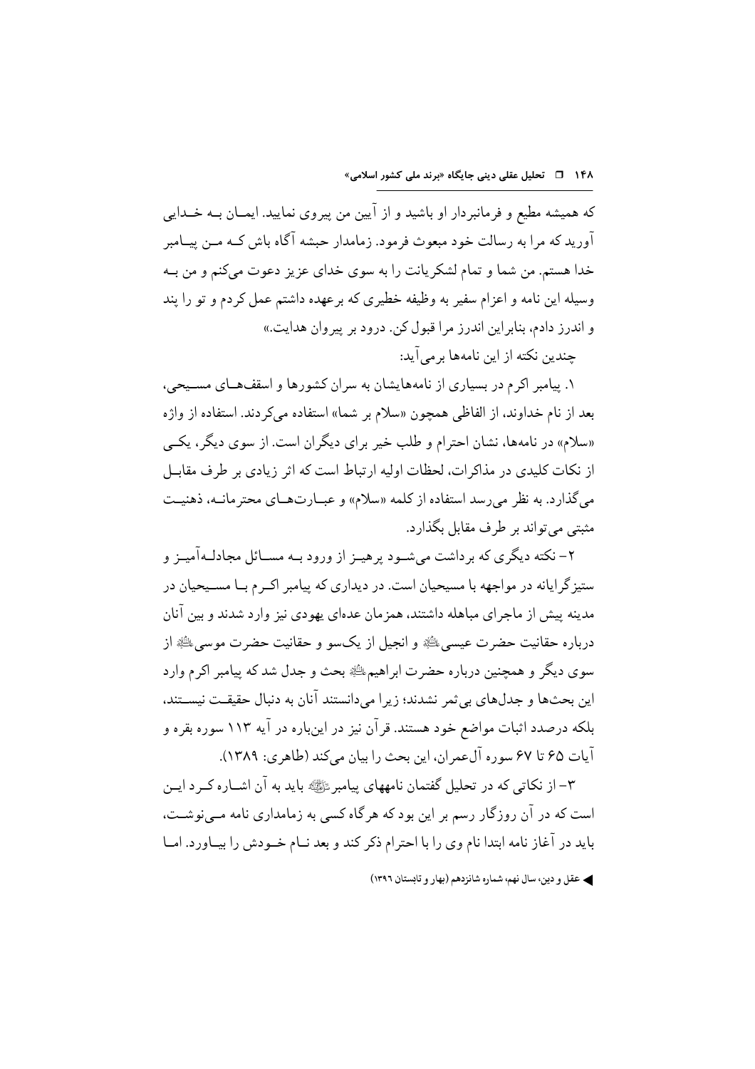که همیشه مطیع و فرمانبردار او باشید و از آیین من پیروی نمایید. ایمـان بـه خـدایی آورید که مرا به رسالت خود مبعوث فرمود. زمامدار حبشه آگاه باش کـه مـن پیـامبر خدا هستم. من شما و تمام لشکریانت را به سوی خدای عزیز دعوت می‌کنم و من بـه وسیله این نامه و اعزام سفیر به وظیفه خطیری که برعهده داشتم عمل کردم و تو را پند و اندرز دادم، بنابراین اندرز مرا قبول کن. درود بر پیروان هدایت.»

چندین نکته از این نامه‌ها برمی‌آید:

۱. پیامبر اکرم در بسیاری از نامه‌هایشان به سران کشورها و اسقف‌هـای مسـیحی، بعد از نام خداوند، از الفاظی همچون «سلام بر شما» استفاده می‌کردند. استفاده از واژه «سلام» در نامه‌ها، نشان احترام و طلب خیر برای دیگران است. از سوی دیگر، یکـی از نکات کلیدی در مذاکرات، لحظات اولیه ارتباط است که اثر زیادی بر طرف مقابـل می‌گذارد. به نظر می‌رسد استفاده از کلمه «سلام» و عبـارت‌هـای محترمانـه، ذهنیـت مثبتی می‌تواند بر طرف مقابل بگذارد.

۲- نکته دیگری که برداشت می‌شـود پرهیـز از ورود بـه مسـائل مجادلـه‌آمیـز و ستیزگرایانه در مواجهه با مسیحیان است. در دیداری که پیامبر اکـرم بـا مسـیحیان در مدینه پیش از ماجرای مباهله داشتند، همزمان عده‌ای یهودی نیز وارد شدند و بین آنان درباره حقانیت حضرت عیسی‌ﷺ و انجیل از یک‌سو و حقانیت حضرت موسی‌ﷺ از سوی دیگر و همچنین درباره حضرت ابراهیم‌ﷺ بحث و جدل شد که پیامبر اکرم وارد این بحث‌ها و جدل‌های بی‌ثمر نشدند؛ زیرا می‌دانستند آنان به دنبال حقیقـت نیسـتند، بلکه درصدد اثبات مواضع خود هستند. قرآن نیز در این‌باره در آیه ۱۱۳ سوره بقره و آیات ۶۵ تا ۶۷ سوره آل‌عمران، این بحث را بیان می‌کند (طاهری: ۱۳۸۹).

۳- از نکاتی که در تحلیل گفتمان نامههای پیامبرﷺ باید به آن اشـاره کـرد ایـن است که در آن روزگار رسم بر این بود که هرگاه کسی به زمامداری نامه مـی‌نوشـت، باید در آغاز نامه ابتدا نام وی را با احترام ذکر کند و بعد نـام خـودش را بیـاورد. امـا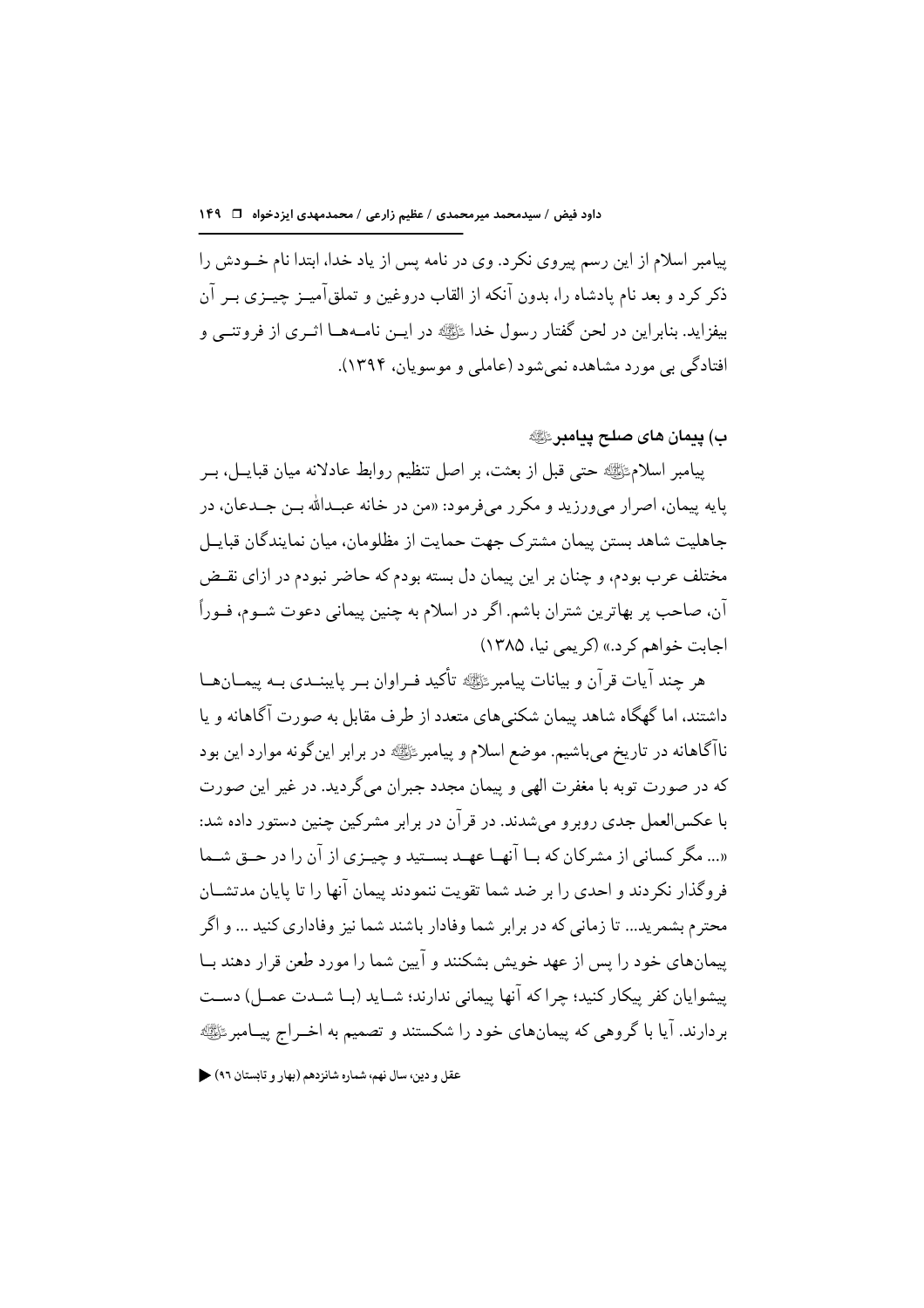پیامبر اسلام از این رسم پیروی نکرد. وی در نامه پس از یاد خدا، ابتدا نام خودش را ذکر کرد و بعد نام پادشاه را، بدون آنکه از القاب دروغین و تملق‌آمیز چیزی بر آن بیفزاید. بنابراین در لحن گفتار رسول خدا ﷺ در این نامه‌ها اثری از فروتنی و افتادگی بی مورد مشاهده نمی‌شود (عاملی و موسویان، ۱۳۹۴).

### ب) پیمان های صلح پیامبر ﷺ

پیامبر اسلام ﷺ حتی قبل از بعثت، بر اصل تنظیم روابط عادلانه میان قبایل، بر پایه پیمان، اصرار می‌ورزید و مکرر می‌فرمود: «من در خانه عبدالله بن جدعان، در جاهلیت شاهد بستن پیمان مشترک جهت حمایت از مظلومان، میان نمایندگان قبایل مختلف عرب بودم، و چنان بر این پیمان دل بسته بودم که حاضر نبودم در ازای نقض آن، صاحب پر بهاترین شتران باشم. اگر در اسلام به چنین پیمانی دعوت شوم، فوراً اجابت خواهم کرد.» (کریمی نیا، ۱۳۸۵)

هر چند آیات قرآن و بیانات پیامبر ﷺ تأکید فراوان بر پایبندی به پیمان‌ها داشتند، اما گهگاه شاهد پیمان شکنی‌های متعدد از طرف مقابل به صورت آگاهانه و یا ناآگاهانه در تاریخ می‌باشیم. موضع اسلام و پیامبر ﷺ در برابر این‌گونه موارد این بود که در صورت توبه با مغفرت الهی و پیمان مجدد جبران می‌گردید. در غیر این صورت با عکس‌العمل جدی روبرو می‌شدند. در قرآن در برابر مشرکین چنین دستور داده شد: «... مگر کسانی از مشرکان که با آنها عهد بستید و چیزی از آن را در حق شما فروگذار نکردند و احدی را بر ضد شما تقویت ننمودند پیمان آنها را تا پایان مدتشان محترم بشمرید... تا زمانی که در برابر شما وفادار باشند شما نیز وفاداری کنید ... و اگر پیمان‌های خود را پس از عهد خویش بشکنند و آیین شما را مورد طعن قرار دهند با پیشوایان کفر پیکار کنید؛ چرا که آنها پیمانی ندارند؛ شاید (با شدت عمل) دست بردارند. آیا با گروهی که پیمان‌های خود را شکستند و تصمیم به اخراج پیامبر ﷺ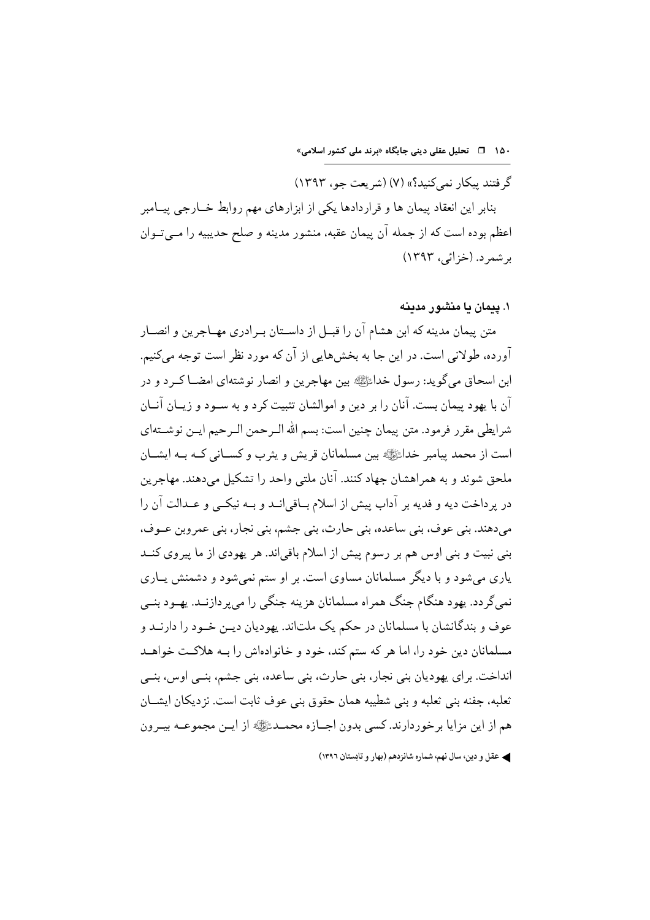گرفتند پیکار نمی‌کنید؟» (۷) (شریعت جو، ۱۳۹۳)

بنابر این انعقاد پیمان ها و قراردادها یکی از ابزارهای مهم روابط خارجی پیامبر اعظم بوده است که از جمله آن پیمان عقبه، منشور مدینه و صلح حدیبیه را می‌توان برشمرد. (خزائی، ۱۳۹۳)

### ۱. پیمان یا منشور مدینه

متن پیمان مدینه که ابن هشام آن را قبل از داستان برادری مهاجرین و انصار آورده، طولانی است. در این جا به بخش‌هایی از آن که مورد نظر است توجه می‌کنیم. ابن اسحاق می‌گوید: رسول خداﷺ بین مهاجرین و انصار نوشته‌ای امضا کرد و در آن با یهود پیمان بست. آنان را بر دین و اموالشان تثبیت کرد و به سود و زیان آنان شرایطی مقرر فرمود. متن پیمان چنین است: بسم الله الرحمن الرحیم این نوشته‌ای است از محمد پیامبر خداﷺ بین مسلمانان قریش و یثرب و کسانی که به ایشان ملحق شوند و به همراهشان جهاد کنند. آنان ملتی واحد را تشکیل می‌دهند. مهاجرین در پرداخت دیه و فدیه بر آداب پیش از اسلام باقی‌اند و به نیکی و عدالت آن را می‌دهند. بنی عوف، بنی ساعده، بنی حارث، بنی جشم، بنی نجار، بنی عمروبن عوف، بنی نبیت و بنی اوس هم بر رسوم پیش از اسلام باقی‌اند. هر یهودی از ما پیروی کند یاری می‌شود و با دیگر مسلمانان مساوی است. بر او ستم نمی‌شود و دشمنش یاری نمی‌گردد. یهود هنگام جنگ همراه مسلمانان هزینه جنگی را می‌پردازند. یهود بنی عوف و بندگانشان با مسلمانان در حکم یک ملت‌اند. یهودیان دین خود را دارند و مسلمانان دین خود را، اما هر که ستم کند، خود و خانواده‌اش را به هلاکت خواهد انداخت. برای یهودیان بنی نجار، بنی حارث، بنی ساعده، بنی جشم، بنی اوس، بنی ثعلبه، جفنه بنی ثعلبه و بنی شطیبه همان حقوق بنی عوف ثابت است. نزدیکان ایشان هم از این مزایا برخوردارند. کسی بدون اجازه محمدﷺ از این مجموعه بیرون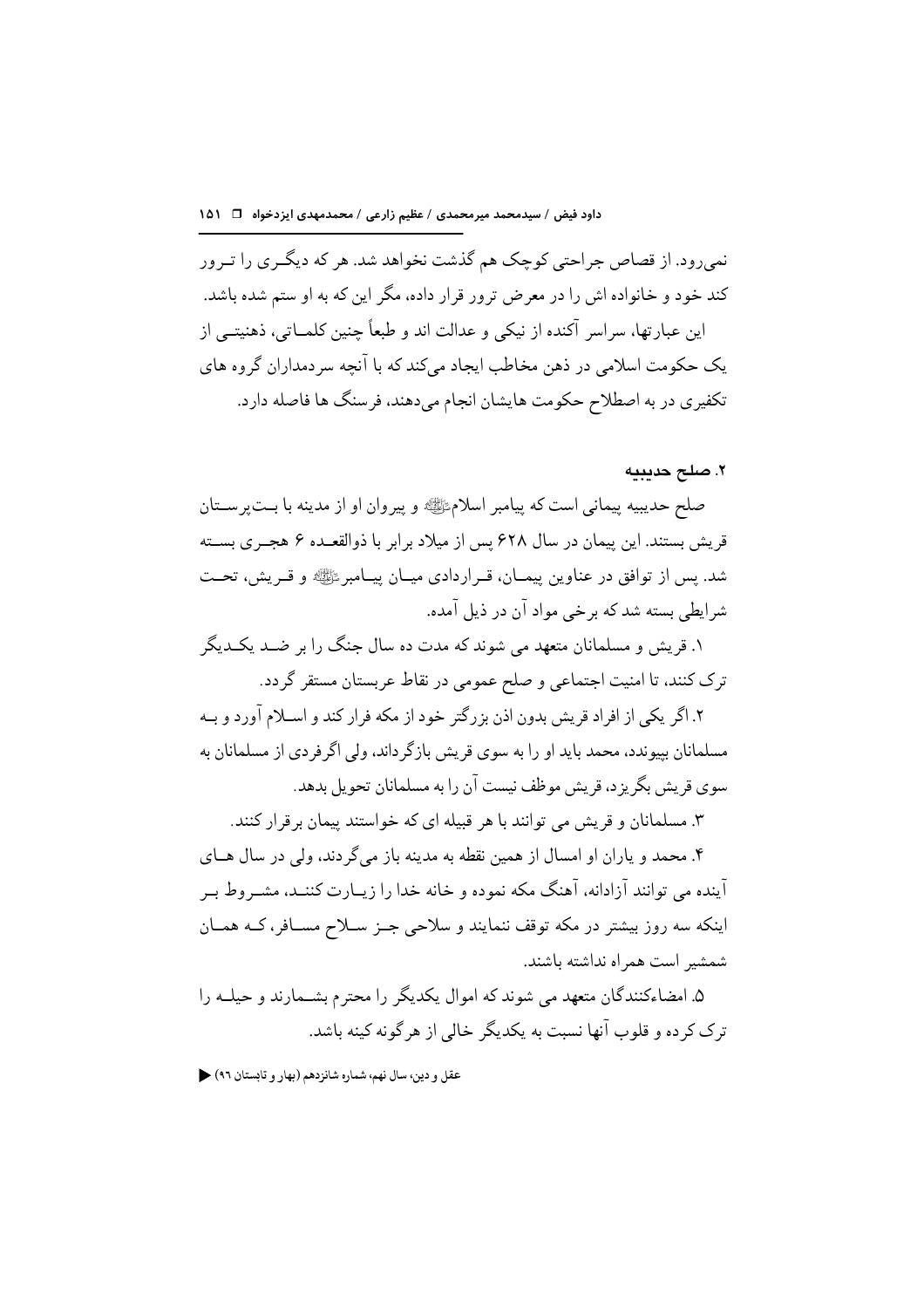نمی‌رود. از قصاص جراحتی کوچک هم گذشت نخواهد شد. هر که دیگری را ترور کند خود و خانواده اش را در معرض ترور قرار داده، مگر این که به او ستم شده باشد.

این عبارتها، سراسر آکنده از نیکی و عدالت اند و طبعاً چنین کلماتی، ذهنیتی از یک حکومت اسلامی در ذهن مخاطب ایجاد می‌کند که با آنچه سردمداران گروه های تکفیری در به اصطلاح حکومت هایشان انجام می‌دهند، فرسنگ ها فاصله دارد.

### ۲. صلح حدیبیه

صلح حدیبیه پیمانی است که پیامبر اسلامﷺ و پیروان او از مدینه با بت‌پرستان قریش بستند. این پیمان در سال ۶۲۸ پس از میلاد برابر با ذوالقعده ۶ هجری بسته شد. پس از توافق در عناوین پیمان، قراردادی میان پیامبرﷺ و قریش، تحت شرایطی بسته شد که برخی مواد آن در ذیل آمده.

۱. قریش و مسلمانان متعهد می شوند که مدت ده سال جنگ را بر ضد یکدیگر ترک کنند، تا امنیت اجتماعی و صلح عمومی در نقاط عربستان مستقر گردد.

۲. اگر یکی از افراد قریش بدون اذن بزرگتر خود از مکه فرار کند و اسلام آورد و به مسلمانان بپیوندد، محمد باید او را به سوی قریش بازگرداند، ولی اگرفردی از مسلمانان به سوی قریش بگریزد، قریش موظف نیست آن را به مسلمانان تحویل بدهد.

۳. مسلمانان و قریش می توانند با هر قبیله ای که خواستند پیمان برقرار کنند.

۴. محمد و یاران او امسال از همین نقطه به مدینه باز می‌گردند، ولی در سال های آینده می توانند آزادانه، آهنگ مکه نموده و خانه خدا را زیارت کنند، مشروط بر اینکه سه روز بیشتر در مکه توقف ننمایند و سلاحی جز سلاح مسافر، که همان شمشیر است همراه نداشته باشند.

۵. امضاءکنندگان متعهد می شوند که اموال یکدیگر را محترم بشمارند و حیله را ترک کرده و قلوب آنها نسبت به یکدیگر خالی از هرگونه کینه باشد.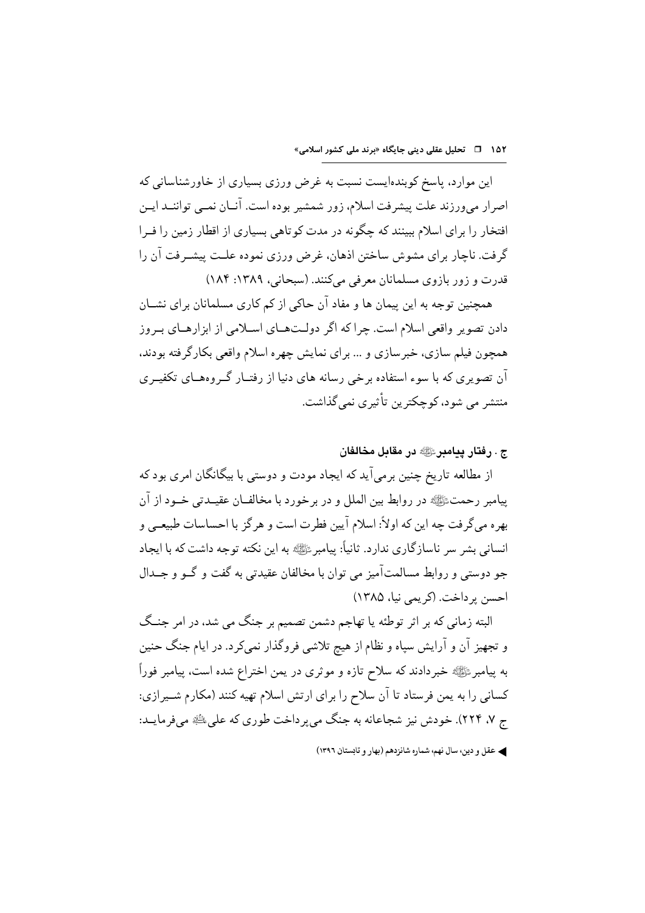این موارد، پاسخ کوبنده‌ایست نسبت به غرض ورزی بسیاری از خاورشناسانی که اصرار می‌ورزند علت پیشرفت اسلام، زور شمشیر بوده است. آنان نمی توانند این افتخار را برای اسلام ببینند که چگونه در مدت کوتاهی بسیاری از اقطار زمین را فرا گرفت. ناچار برای مشوش ساختن اذهان، غرض ورزی نموده علت پیشرفت آن را قدرت و زور بازوی مسلمانان معرفی می‌کنند. (سبحانی، ۱۳۸۹: ۱۸۴)

همچنین توجه به این پیمان ها و مفاد آن حاکی از کم کاری مسلمانان برای نشان دادن تصویر واقعی اسلام است. چرا که اگر دولت‌های اسلامی از ابزارهای بروز همچون فیلم سازی، خبرسازی و ... برای نمایش چهره اسلام واقعی بکارگرفته بودند، آن تصویری که با سوء استفاده برخی رسانه های دنیا از رفتار گروه‌های تکفیری منتشر می شود، کوچکترین تأثیری نمی‌گذاشت.

### ج . رفتار پیامبرﷺ در مقابل مخالفان

از مطالعه تاریخ چنین برمی‌آید که ایجاد مودت و دوستی با بیگانگان امری بود که پیامبر رحمتﷺ در روابط بین الملل و در برخورد با مخالفان عقیدتی خود از آن بهره می‌گرفت چه این که اولاً: اسلام آیین فطرت است و هرگز با احساسات طبیعی و انسانی بشر سر ناسازگاری ندارد. ثانیاً: پیامبرﷺ به این نکته توجه داشت که با ایجاد جو دوستی و روابط مسالمت‌آمیز می توان با مخالفان عقیدتی به گفت و گو و جدال احسن پرداخت. (کریمی نیا، ۱۳۸۵)

البته زمانی که بر اثر توطئه یا تهاجم دشمن تصمیم بر جنگ می شد، در امر جنگ و تجهیز آن و آرایش سپاه و نظام از هیچ تلاشی فروگذار نمی‌کرد. در ایام جنگ حنین به پیامبرﷺ خبردادند که سلاح تازه و موثری در یمن اختراع شده است، پیامبر فوراً کسانی را به یمن فرستاد تا آن سلاح را برای ارتش اسلام تهیه کنند (مکارم شیرازی: ج ۷، ۲۲۴). خودش نیز شجاعانه به جنگ می‌پرداخت طوری که علیؑ می‌فرماید: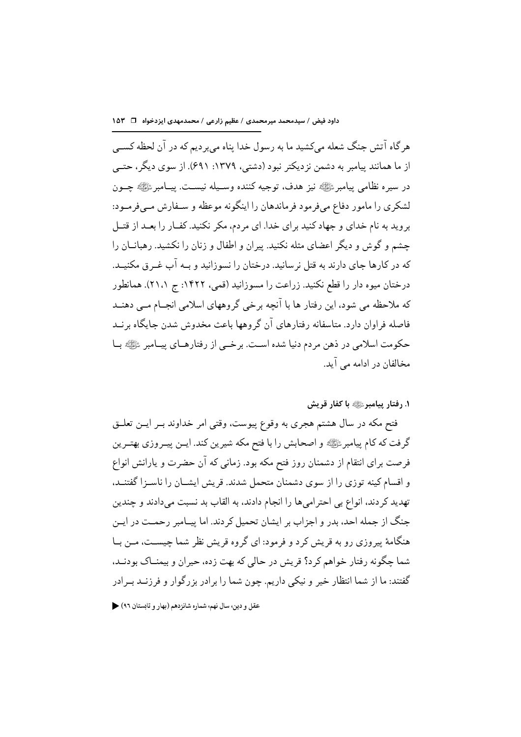هرگاه آتش جنگ شعله می‌کشید ما به رسول خدا پناه می‌بردیم که در آن لحظه کسی از ما همانند پیامبر به دشمن نزدیکتر نبود (دشتی، ۱۳۷۹: ۶۹۱). از سوی دیگر، حتی در سیره نظامی پیامبرﷺ نیز هدف، توجیه کننده وسیله نیست. پیامبرﷺ چون لشکری را مامور دفاع می‌فرمود فرماندهان را اینگونه موعظه و سفارش می‌فرمود: بروید به نام خدای و جهاد کنید برای خدا. ای مردم، مکر نکنید. کفار را بعد از قتل چشم و گوش و دیگر اعضای مثله نکنید. پیران و اطفال و زنان را نکشید. رهبانان را که در کارها جای دارند به قتل نرسانید. درختان را نسوزانید و به آب غرق مکنید. درختان میوه دار را قطع نکنید. زراعت را مسوزانید (قمی، ۱۴۲۲: ج ۲۱،۱). همانطور که ملاحظه می شود، این رفتار ها با آنچه برخی گروههای اسلامی انجام می دهند فاصله فراوان دارد. متاسفانه رفتارهای آن گروهها باعث مخدوش شدن جایگاه برند حکومت اسلامی در ذهن مردم دنیا شده است. برخی از رفتارهای پیامبر ﷺ با مخالفان در ادامه می آید.

### ۱. رفتار پیامبرﷺ با کفار قریش

فتح مکه در سال هشتم هجری به وقوع پیوست، وقتی امر خداوند بر این تعلق گرفت که کام پیامبرﷺ و اصحابش را با فتح مکه شیرین کند. این پیروزی بهترین فرصت برای انتقام از دشمنان روز فتح مکه بود. زمانی که آن حضرت و یارانش انواع و اقسام کینه توزی را از سوی دشمنان متحمل شدند. قریش ایشان را ناسزا گفتند، تهدید کردند، انواع بی احترامی‌ها را انجام دادند، به القاب بد نسبت می‌دادند و چندین جنگ از جمله احد، بدر و احزاب بر ایشان تحمیل کردند. اما پیامبر رحمت در این هنگامهٔ پیروزی رو به قریش کرد و فرمود: ای گروه قریش نظر شما چیست، من با شما چگونه رفتار خواهم کرد؟ قریش در حالی که بهت زده، حیران و بیمناک بودند، گفتند: ما از شما انتظار خیر و نیکی داریم. چون شما را برادر بزرگوار و فرزند برادر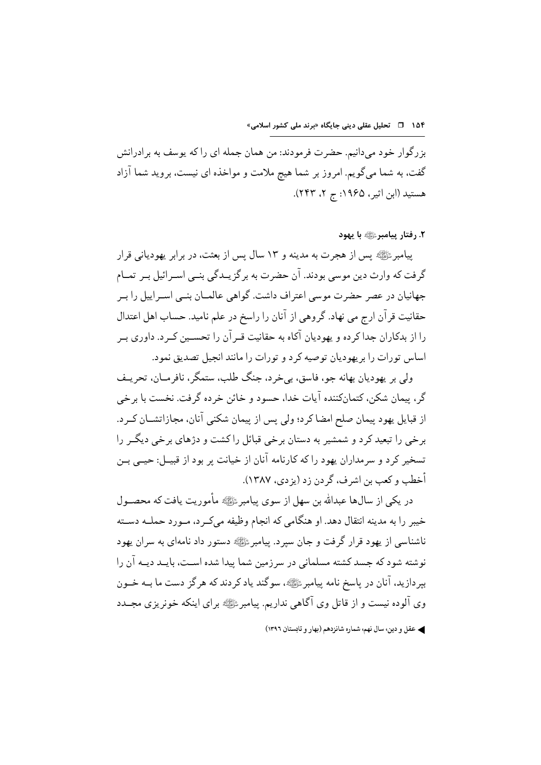بزرگوار خود می‌دانیم. حضرت فرمودند: من همان جمله ای را که یوسف به برادرانش گفت، به شما می‌گویم. امروز بر شما هیچ ملامت و مواخذه ای نیست، بروید شما آزاد هستید (ابن اثیر، ۱۹۶۵: ج ۲، ۲۴۳).

### ۲. رفتار پیامبر ﷺ با یهود

پیامبر ﷺ پس از هجرت به مدینه و ۱۳ سال پس از بعثت، در برابر یهودیانی قرار گرفت که وارث دین موسی بودند. آن حضرت به برگزیدگی بنی اسرائیل بر تمام جهانیان در عصر حضرت موسی اعتراف داشت. گواهی عالمان بنی اسراییل را بر حقانیت قرآن ارج می نهاد. گروهی از آنان را راسخ در علم نامید. حساب اهل اعتدال را از بدکاران جدا کرده و یهودیان آگاه به حقانیت قرآن را تحسین کرد. داوری بر اساس تورات را بریهودیان توصیه کرد و تورات را مانند انجیل تصدیق نمود.

ولی بر یهودیان بهانه جو، فاسق، بی‌خرد، جنگ طلب، ستمگر، نافرمان، تحریف گر، پیمان شکن، کتمان‌کننده آیات خدا، حسود و خائن خرده گرفت. نخست با برخی از قبایل یهود پیمان صلح امضا کرد؛ ولی پس از پیمان شکنی آنان، مجازاتشان کرد. برخی را تبعید کرد و شمشیر به دستان برخی قبائل را کشت و دژهای برخی دیگر را تسخیر کرد و سرمداران یهود را که کارنامه آنان از خیانت پر بود از قبیل: حیی بن أخطب و کعب بن اشرف، گردن زد (یزدی، ۱۳۸۷).

در یکی از سال‌ها عبدالله بن سهل از سوی پیامبر ﷺ مأموریت یافت که محصول خیبر را به مدینه انتقال دهد. او هنگامی که انجام وظیفه می‌کرد، مورد حمله دسته ناشناسی از یهود قرار گرفت و جان سپرد. پیامبر ﷺ دستور داد نامه‌ای به سران یهود نوشته شود که جسد کشته مسلمانی در سرزمین شما پیدا شده است، باید دیه آن را بپردازید، آنان در پاسخ نامه پیامبر ﷺ، سوگند یاد کردند که هرگز دست ما به خون وی آلوده نیست و از قاتل وی آگاهی نداریم. پیامبر ﷺ برای اینکه خونریزی مجدد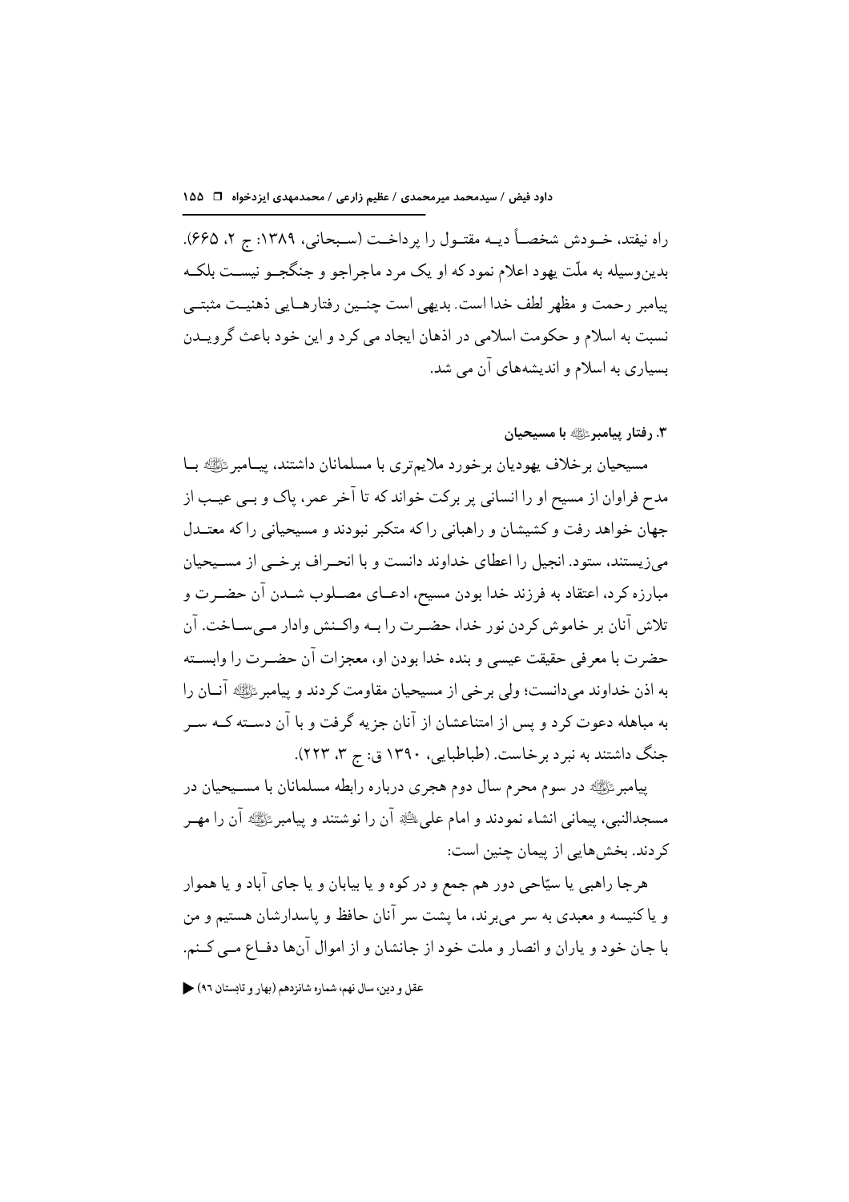راه نیفتد، خـودش شخصـاً دیـه مقتـول را پرداخـت (سـبحانی، ۱۳۸۹: ج ۲، ۶۶۵). بدین‌وسیله به ملّت یهود اعلام نمود که او یک مرد ماجراجو و جنگجـو نیسـت بلکـه پیامبر رحمت و مظهر لطف خدا است. بدیهی است چنـین رفتارهـایی ذهنیـت مثبتـی نسبت به اسلام و حکومت اسلامی در اذهان ایجاد می کرد و این خود باعث گرویـدن بسیاری به اسلام و اندیشه‌های آن می شد.

### ۳. رفتار پیامبرﷺ با مسیحیان

مسیحیان برخلاف یهودیان برخورد ملایم‌تری با مسلمانان داشتند، پیـامبرﷺ بـا مدح فراوان از مسیح او را انسانی پر برکت خواند که تا آخر عمر، پاک و بـی عیـب از جهان خواهد رفت و کشیشان و راهبانی را که متکبر نبودند و مسیحیانی را که معتـدل می‌زیستند، ستود. انجیل را اعطای خداوند دانست و با انحـراف برخـی از مسـیحیان مبارزه کرد، اعتقاد به فرزند خدا بودن مسیح، ادعـای مصـلوب شـدن آن حضـرت و تلاش آنان بر خاموش کردن نور خدا، حضـرت را بـه واکـنش وادار مـی‌سـاخت. آن حضرت با معرفی حقیقت عیسی و بنده خدا بودن او، معجزات آن حضـرت را وابسـته به اذن خداوند می‌دانست؛ ولی برخی از مسیحیان مقاومت کردند و پیامبرﷺ آنـان را به مباهله دعوت کرد و پس از امتناعشان از آنان جزیه گرفت و با آن دسـته کـه سـر جنگ داشتند به نبرد برخاست. (طباطبایی، ۱۳۹۰ ق: ج ۳، ۲۲۳).

پیامبرﷺ در سوم محرم سال دوم هجری درباره رابطه مسلمانان با مسـیحیان در مسجدالنبی، پیمانی انشاء نمودند و امام علیؑ آن را نوشتند و پیامبرﷺ آن را مهـر کردند. بخش‌هایی از پیمان چنین است:

هرجا راهبی یا سیّاحی دور هم جمع و در کوه و یا بیابان و یا جای آباد و یا هموار و یا کنیسه و معبدی به سر می‌برند، ما پشت سر آنان حافظ و پاسدارشان هستیم و من با جان خود و یاران و انصار و ملت خود از جانشان و از اموال آن‌ها دفـاع مـی کـنم.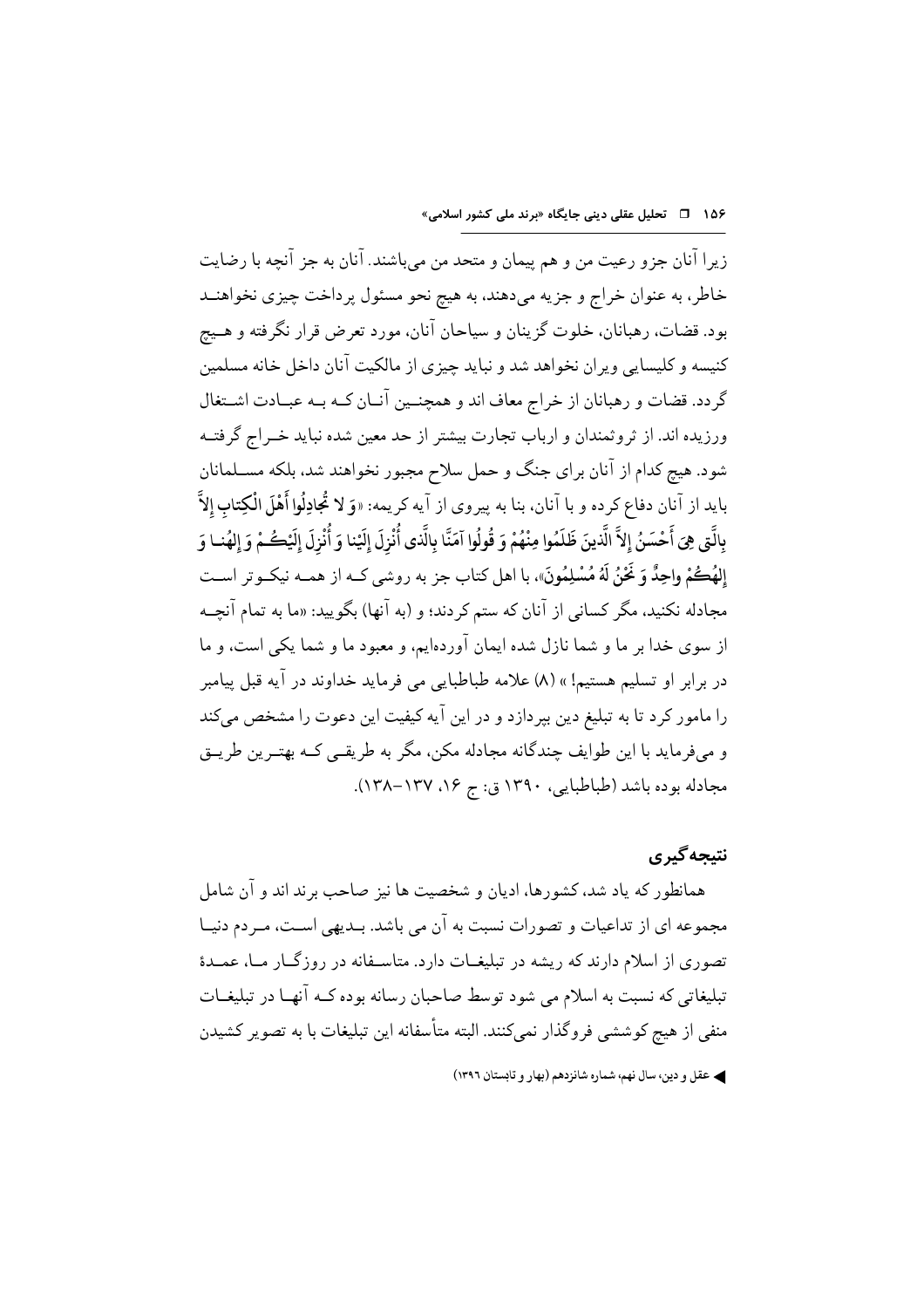زیرا آنان جزو رعیت من و هم پیمان و متحد من می‌باشند. آنان به جز آنچه با رضایت خاطر، به عنوان خراج و جزیه می‌دهند، به هیچ نحو مسئول پرداخت چیزی نخواهند بود. قضات، رهبانان، خلوت گزینان و سیاحان آنان، مورد تعرض قرار نگرفته و هیچ کنیسه و کلیسایی ویران نخواهد شد و نباید چیزی از مالکیت آنان داخل خانه مسلمین گردد. قضات و رهبانان از خراج معاف اند و همچنین آنان که به عبادت اشتغال ورزیده اند. از ثروتمندان و ارباب تجارت بیشتر از حد معین شده نباید خراج گرفته شود. هیچ کدام از آنان برای جنگ و حمل سلاح مجبور نخواهند شد، بلکه مسلمانان باید از آنان دفاع کرده و با آنان، بنا به پیروی از آیه کریمه: «وَ لا تُجادِلُوا أَهْلَ الْكِتابِ إِلاَّ بِالَّتِی هِیَ أَحْسَنُ إِلاَّ الَّذینَ ظَلَمُوا مِنْهُمْ وَ قُولُوا آمَنَّا بِالَّذی أُنْزِلَ إِلَیْنا وَ أُنْزِلَ إِلَیْكُمْ وَ إِلهُنا وَ إِلهُكُمْ واحِدٌ وَ نَحْنُ لَهُ مُسْلِمُونَ»، با اهل کتاب جز به روشی که از همه نیکوتر است مجادله نکنید، مگر کسانی از آنان که ستم کردند؛ و (به آنها) بگویید: «ما به تمام آنچه از سوی خدا بر ما و شما نازل شده ایمان آورده‌ایم، و معبود ما و شما یکی است، و ما در برابر او تسلیم هستیم!» (۸) علامه طباطبایی می فرماید خداوند در آیه قبل پیامبر را مامور کرد تا به تبلیغ دین بپردازد و در این آیه کیفیت این دعوت را مشخص می‌کند و می‌فرماید با این طوایف چندگانه مجادله مکن، مگر به طریقی که بهترین طریق مجادله بوده باشد (طباطبایی، ۱۳۹۰ ق: ج ۱۶، ۱۳۷-۱۳۸).

## نتیجه‌گیری

همانطور که یاد شد، کشورها، ادیان و شخصیت ها نیز صاحب برند اند و آن شامل مجموعه ای از تداعیات و تصورات نسبت به آن می باشد. بدیهی است، مردم دنیا تصوری از اسلام دارند که ریشه در تبلیغات دارد. متاسفانه در روزگار ما، عمدهٔ تبلیغاتی که نسبت به اسلام می شود توسط صاحبان رسانه بوده که آنها در تبلیغات منفی از هیچ کوششی فروگذار نمی‌کنند. البته متأسفانه این تبلیغات با به تصویر کشیدن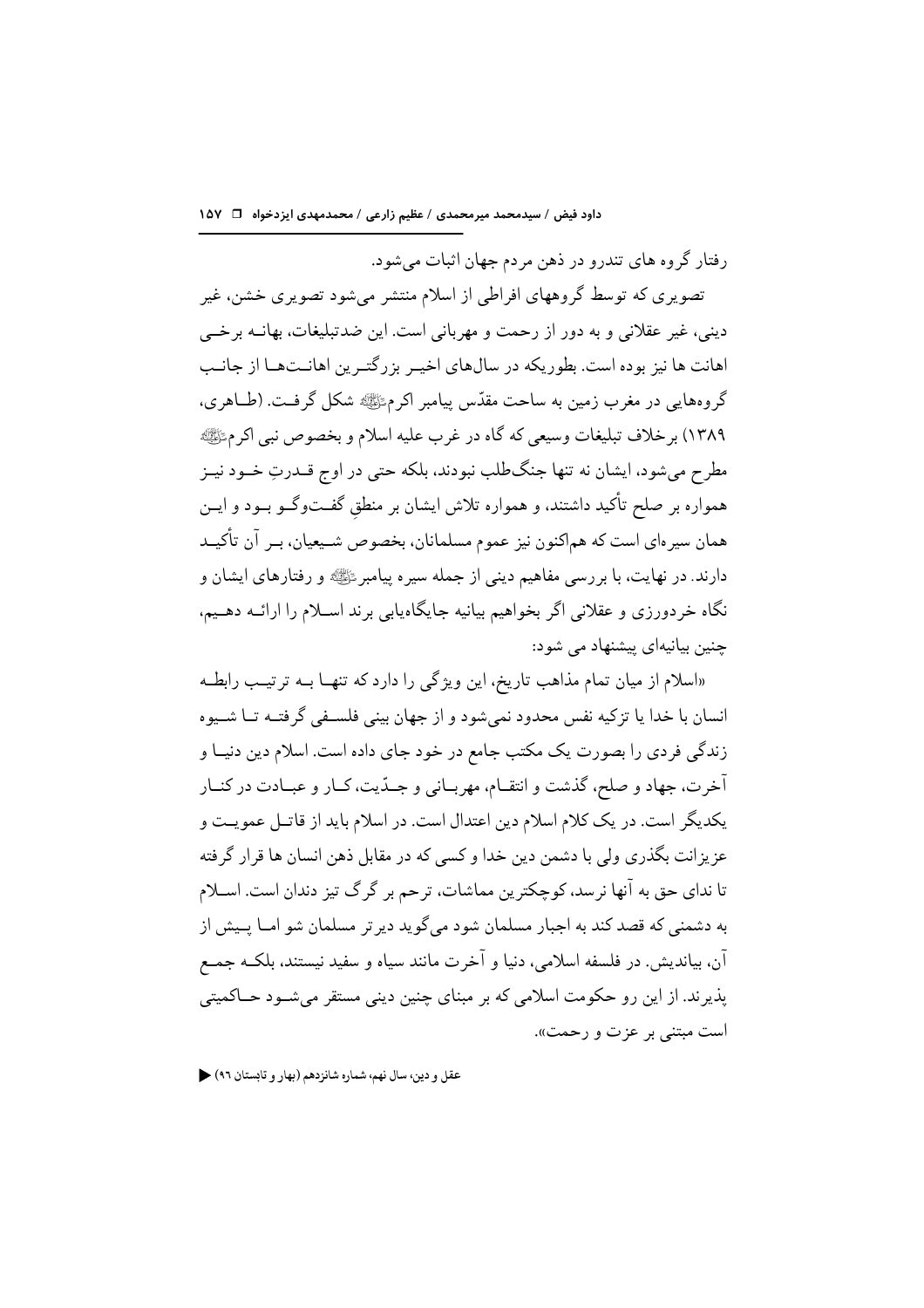رفتار گروه های تندرو در ذهن مردم جهان اثبات می‌شود.

تصویری که توسط گروههای افراطی از اسلام منتشر می‌شود تصویری خشن، غیر دینی، غیر عقلانی و به دور از رحمت و مهربانی است. این ضدتبلیغات، بهانه برخی اهانت ها نیز بوده است. بطوریکه در سال‌های اخیر بزرگترین اهانت‌ها از جانب گروههایی در مغرب زمین به ساحت مقدّس پیامبر اکرمﷺ شکل گرفت. (طاهری، ۱۳۸۹) برخلاف تبلیغات وسیعی که گاه در غرب علیه اسلام و بخصوص نبی اکرمﷺ مطرح می‌شود، ایشان نه تنها جنگ‌طلب نبودند، بلکه حتی در اوج قدرتِ خود نیز همواره بر صلح تأکید داشتند، و همواره تلاش ایشان بر منطقِ گفت‌وگو بود و این همان سیره‌ای است که هم‌اکنون نیز عموم مسلمانان، بخصوص شیعیان، بر آن تأکید دارند. در نهایت، با بررسی مفاهیم دینی از جمله سیره پیامبرﷺ و رفتارهای ایشان و نگاه خردورزی و عقلانی اگر بخواهیم بیانیه جایگاه‌یابی برند اسلام را ارائه دهیم، چنین بیانیه‌ای پیشنهاد می شود:

«اسلام از میان تمام مذاهب تاریخ، این ویژگی را دارد که تنها به ترتیب رابطه انسان با خدا یا تزکیه نفس محدود نمی‌شود و از جهان بینی فلسفی گرفته تا شیوه زندگی فردی را بصورت یک مکتب جامع در خود جای داده است. اسلام دین دنیا و آخرت، جهاد و صلح، گذشت و انتقام، مهربانی و جدّیت، کار و عبادت در کنار یکدیگر است. در یک کلام اسلام دین اعتدال است. در اسلام باید از قاتل عمویت و عزیزانت بگذری ولی با دشمن دین خدا و کسی که در مقابل ذهن انسان ها قرار گرفته تا ندای حق به آنها نرسد، کوچکترین مماشات، ترحم بر گرگ تیز دندان است. اسلام به دشمنی که قصد کند به اجبار مسلمان شود می‌گوید دیرتر مسلمان شو اما پیش از آن، بیاندیش. در فلسفه اسلامی، دنیا و آخرت مانند سیاه و سفید نیستند، بلکه جمع پذیرند. از این رو حکومت اسلامی که بر مبنای چنین دینی مستقر می‌شود حاکمیتی است مبتنی بر عزت و رحمت».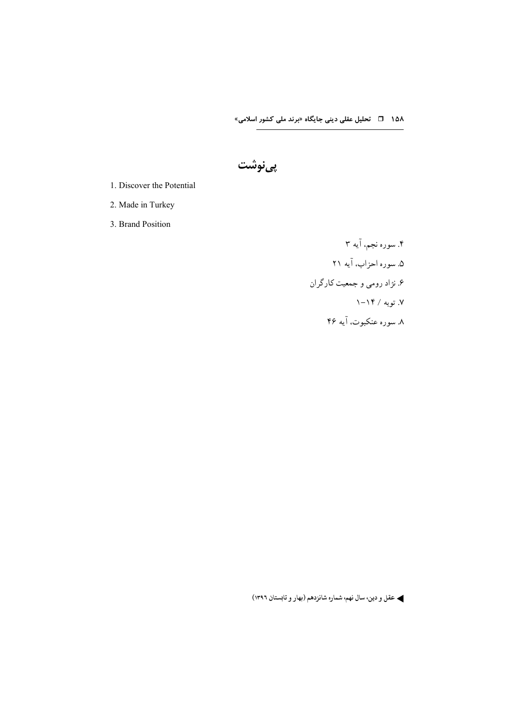## پی‌نوشت

1. Discover the Potential
2. Made in Turkey
3. Brand Position

۴. سوره نجم، آیه ۳

۵. سوره احزاب، آیه ۲۱

۶. نژاد رومی و جمعیت کارگران

۷. توبه / ۱۴-۱

۸. سوره عنکبوت، آیه ۴۶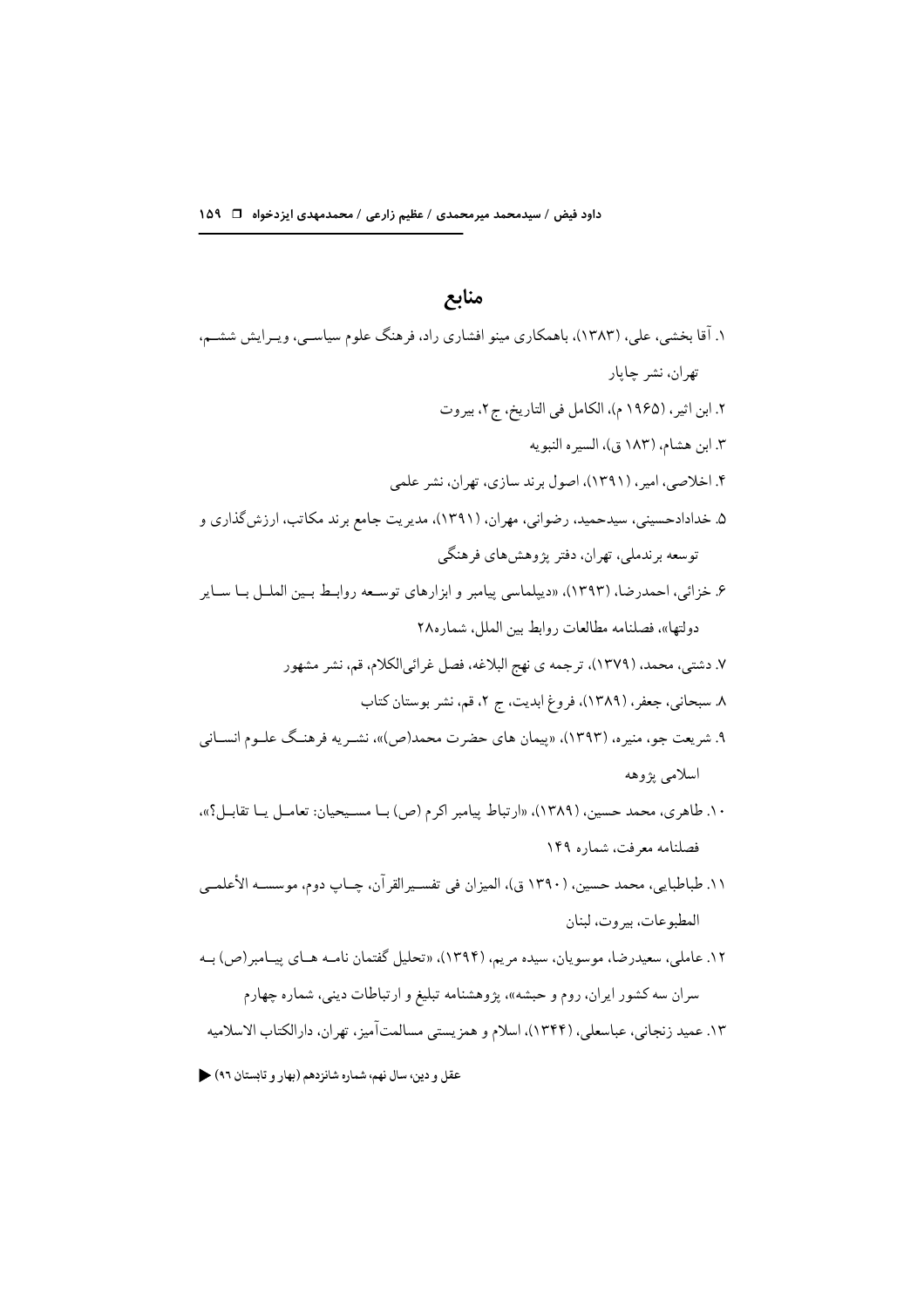# منابع

۱. آقا بخشی، علی، (۱۳۸۳)، باهمکاری مینو افشاری راد، فرهنگ علوم سیاسی، ویرایش ششم، تهران، نشر چاپار

۲. ابن اثیر، (۱۹۶۵ م)، الکامل فی التاریخ، ج۲، بیروت

۳. ابن هشام، (۱۸۳ ق)، السیره النبویه

۴. اخلاصی، امیر، (۱۳۹۱)، اصول برند سازی، تهران، نشر علمی

۵. خدادادحسینی، سیدحمید، رضوانی، مهران، (۱۳۹۱)، مدیریت جامع برند مکاتب، ارزش‌گذاری و توسعه برندملی، تهران، دفتر پژوهش‌های فرهنگی

۶. خزائی، احمدرضا، (۱۳۹۳)، «دیپلماسی پیامبر و ابزارهای توسعه روابط بین الملل با سایر دولتها»، فصلنامه مطالعات روابط بین الملل، شماره۲۸

۷. دشتی، محمد، (۱۳۷۹)، ترجمه ی نهج البلاغه، فصل غرائی‌الکلام، قم، نشر مشهور

۸. سبحانی، جعفر، (۱۳۸۹)، فروغ ابدیت، ج ۲، قم، نشر بوستان کتاب

۹. شریعت جو، منیره، (۱۳۹۳)، «پیمان های حضرت محمد(ص)»، نشریه فرهنگ علوم انسانی اسلامی پژوهه

۱۰. طاهری، محمد حسین، (۱۳۸۹)، «ارتباط پیامبر اکرم (ص) با مسیحیان: تعامل یا تقابل؟»، فصلنامه معرفت، شماره ۱۴۹

۱۱. طباطبایی، محمد حسین، (۱۳۹۰ ق)، المیزان فی تفسیرالقرآن، چاپ دوم، موسسه الأعلمی المطبوعات، بیروت، لبنان

۱۲. عاملی، سعیدرضا، موسویان، سیده مریم، (۱۳۹۴)، «تحلیل گفتمان نامه های پیامبر(ص) به سران سه کشور ایران، روم و حبشه»، پژوهشنامه تبلیغ و ارتباطات دینی، شماره چهارم

۱۳. عمید زنجانی، عباسعلی، (۱۳۴۴)، اسلام و همزیستی مسالمت‌آمیز، تهران، دارالکتاب الاسلامیه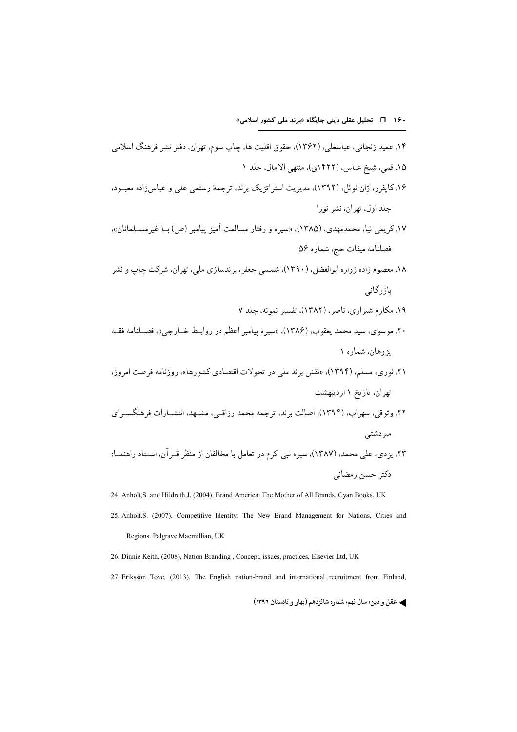۱۴. عمید زنجانی، عباسعلی، (۱۳۶۲)، حقوق اقلیت ها، چاپ سوم، تهران، دفتر نشر فرهنگ اسلامی

۱۵. قمی، شیخ عباس، (۱۴۲۲ق)، منتهی الآمال، جلد ۱

۱۶. کاپفرر، ژان نوئل، (۱۳۹۲)، مدیریت استراتژیک برند، ترجمهٔ رستمی علی و عباس‌زاده معبـود، جلد اول، تهران، نشر نورا

۱۷. کریمی نیا، محمدمهدی، (۱۳۸۵)، «سیره و رفتار مسالمت آمیز پیامبر (ص) بـا غیرمسـلمانان»، فصلنامه میقات حج، شماره ۵۶

۱۸. معصوم زاده زواره ابوالفضل، (۱۳۹۰)، شمسی جعفر، برندسازی ملی، تهران، شرکت چاپ و نشر بازرگانی

۱۹. مکارم شیرازی، ناصر، (۱۳۸۲)، تفسیر نمونه، جلد ۷

۲۰. موسوی، سید محمد یعقوب، (۱۳۸۶)، «سیره پیامبر اعظم در روابـط خـارجی»، فصـلنامه فقـه پژوهان، شماره ۱

۲۱. نوری، مسلم، (۱۳۹۴)، «نقش برند ملی در تحولات اقتصادی کشورها»، روزنامه فرصت امروز، تهران، تاریخ ۱ اردیبهشت

۲۲. وثوقی، سهراب، (۱۳۹۴)، اصالت برند، ترجمه محمد رزاقـی، مشـهد، انتشـارات فرهنگسـرای میردشتی

۲۳. یزدی، علی محمد، (۱۳۸۷)، سیره نبی اکرم در تعامل با مخالفان از منظر قـرآن، اسـتاد راهنمـا: دکتر حسن رمضانی

24. Anholt,S. and Hildreth,J. (2004), Brand America: The Mother of All Brands. Cyan Books, UK

25. Anholt.S. (2007), Competitive Identity: The New Brand Management for Nations, Cities and Regions. Palgrave Macmillian, UK

26. Dinnie Keith, (2008), Nation Branding , Concept, issues, practices, Elsevier Ltd, UK

27. Eriksson Tove, (2013), The English nation-brand and international recruitment from Finland,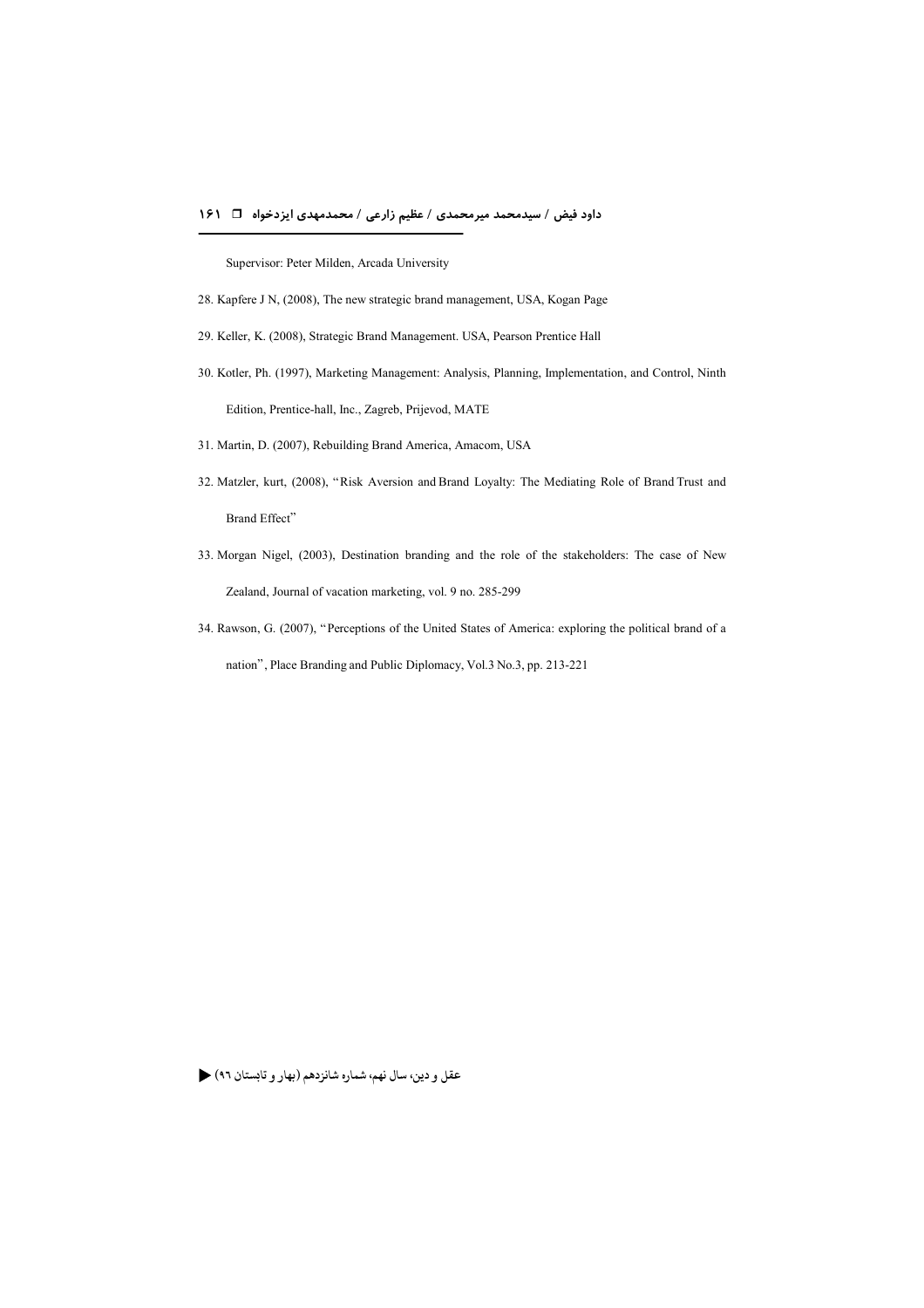Supervisor: Peter Milden, Arcada University

28. Kapfere J N, (2008), The new strategic brand management, USA, Kogan Page

29. Keller, K. (2008), Strategic Brand Management. USA, Pearson Prentice Hall

30. Kotler, Ph. (1997), Marketing Management: Analysis, Planning, Implementation, and Control, Ninth Edition, Prentice-hall, Inc., Zagreb, Prijevod, MATE

31. Martin, D. (2007), Rebuilding Brand America, Amacom, USA

32. Matzler, kurt, (2008), "Risk Aversion and Brand Loyalty: The Mediating Role of Brand Trust and Brand Effect"

33. Morgan Nigel, (2003), Destination branding and the role of the stakeholders: The case of New Zealand, Journal of vacation marketing, vol. 9 no. 285-299

34. Rawson, G. (2007), "Perceptions of the United States of America: exploring the political brand of a nation", Place Branding and Public Diplomacy, Vol.3 No.3, pp. 213-221